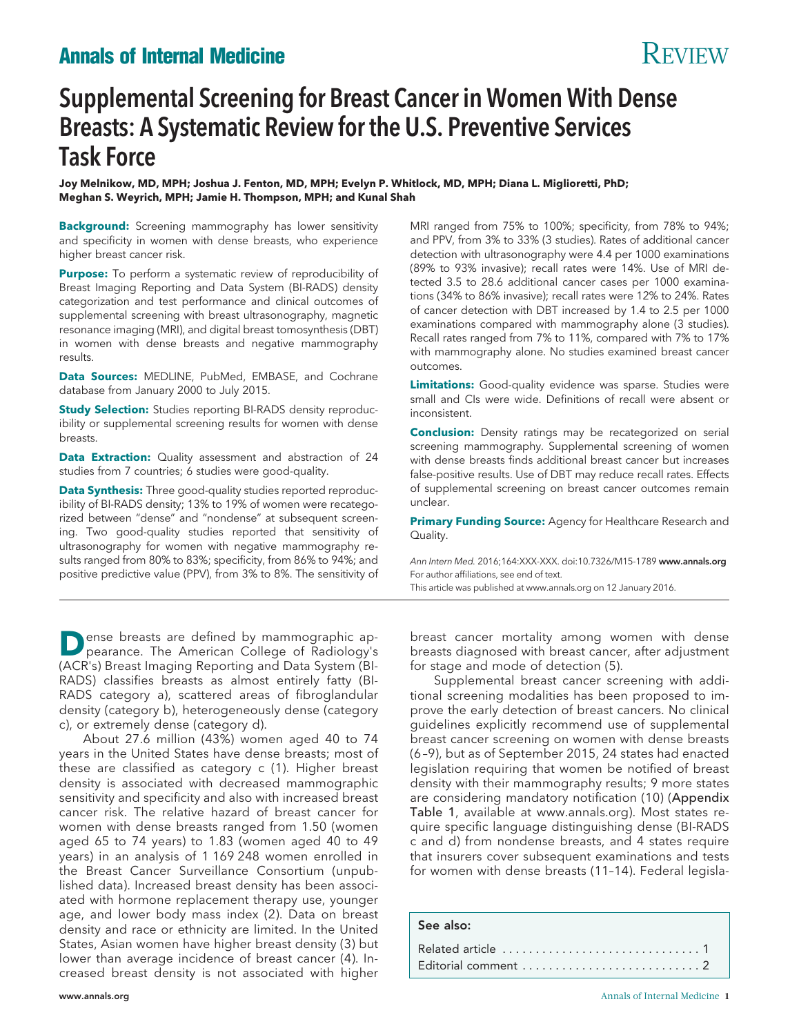# Supplemental Screening for Breast Cancer in Women With Dense Breasts: A Systematic Review for the U.S. Preventive Services Task Force

**Joy Melnikow, MD, MPH; Joshua J. Fenton, MD, MPH; Evelyn P. Whitlock, MD, MPH; Diana L. Miglioretti, PhD; Meghan S. Weyrich, MPH; Jamie H. Thompson, MPH; and Kunal Shah**

**Background:** Screening mammography has lower sensitivity and specificity in women with dense breasts, who experience higher breast cancer risk.

**Purpose:** To perform a systematic review of reproducibility of Breast Imaging Reporting and Data System (BI-RADS) density categorization and test performance and clinical outcomes of supplemental screening with breast ultrasonography, magnetic resonance imaging (MRI), and digital breast tomosynthesis (DBT) in women with dense breasts and negative mammography results.

**Data Sources:** MEDLINE, PubMed, EMBASE, and Cochrane database from January 2000 to July 2015.

**Study Selection:** Studies reporting BI-RADS density reproducibility or supplemental screening results for women with dense breasts.

**Data Extraction:** Quality assessment and abstraction of 24 studies from 7 countries; 6 studies were good-quality.

**Data Synthesis:** Three good-quality studies reported reproducibility of BI-RADS density; 13% to 19% of women were recategorized between "dense" and "nondense" at subsequent screening. Two good-quality studies reported that sensitivity of ultrasonography for women with negative mammography results ranged from 80% to 83%; specificity, from 86% to 94%; and positive predictive value (PPV), from 3% to 8%. The sensitivity of MRI ranged from 75% to 100%; specificity, from 78% to 94%; and PPV, from 3% to 33% (3 studies). Rates of additional cancer detection with ultrasonography were 4.4 per 1000 examinations (89% to 93% invasive); recall rates were 14%. Use of MRI detected 3.5 to 28.6 additional cancer cases per 1000 examinations (34% to 86% invasive); recall rates were 12% to 24%. Rates of cancer detection with DBT increased by 1.4 to 2.5 per 1000 examinations compared with mammography alone (3 studies). Recall rates ranged from 7% to 11%, compared with 7% to 17% with mammography alone. No studies examined breast cancer outcomes.

**Limitations:** Good-quality evidence was sparse. Studies were small and CIs were wide. Definitions of recall were absent or inconsistent.

**Conclusion:** Density ratings may be recategorized on serial screening mammography. Supplemental screening of women with dense breasts finds additional breast cancer but increases false-positive results. Use of DBT may reduce recall rates. Effects of supplemental screening on breast cancer outcomes remain unclear.

**Primary Funding Source:** Agency for Healthcare Research and Quality.

*Ann Intern Med.* 2016;164:XXX-XXX. doi:10.7326/M15-1789 **www.annals.org**
For author affiliations, see end of text.
This article was published at www.annals.org on 12 January 2016.

Dense breasts are defined by mammographic appearance. The American College of Radiology's (ACR's) Breast Imaging Reporting and Data System (BI-RADS) classifies breasts as almost entirely fatty (BI-RADS category a), scattered areas of fibroglandular density (category b), heterogeneously dense (category c), or extremely dense (category d).

About 27.6 million (43%) women aged 40 to 74 years in the United States have dense breasts; most of these are classified as category c (1). Higher breast density is associated with decreased mammographic sensitivity and specificity and also with increased breast cancer risk. The relative hazard of breast cancer for women with dense breasts ranged from 1.50 (women aged 65 to 74 years) to 1.83 (women aged 40 to 49 years) in an analysis of 1 169 248 women enrolled in the Breast Cancer Surveillance Consortium (unpublished data). Increased breast density has been associated with hormone replacement therapy use, younger age, and lower body mass index (2). Data on breast density and race or ethnicity are limited. In the United States, Asian women have higher breast density (3) but lower than average incidence of breast cancer (4). Increased breast density is not associated with higher breast cancer mortality among women with dense breasts diagnosed with breast cancer, after adjustment for stage and mode of detection (5).

Supplemental breast cancer screening with additional screening modalities has been proposed to improve the early detection of breast cancers. No clinical guidelines explicitly recommend use of supplemental breast cancer screening on women with dense breasts (6–9), but as of September 2015, 24 states had enacted legislation requiring that women be notified of breast density with their mammography results; 9 more states are considering mandatory notification (10) (Appendix Table 1, available at www.annals.org). Most states require specific language distinguishing dense (BI-RADS c and d) from nondense breasts, and 4 states require that insurers cover subsequent examinations and tests for women with dense breasts (11–14). Federal legisla-

**See also:**

Related article . . . . . . . . . . . . . . . . . . . . . . . . . . . . . . 1
Editorial comment . . . . . . . . . . . . . . . . . . . . . . . . . . . 2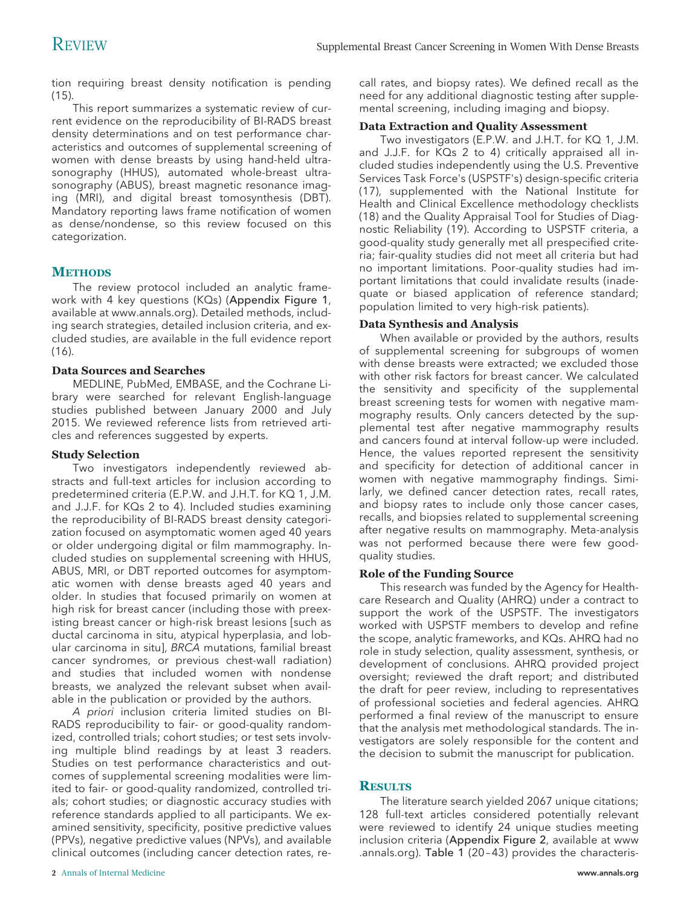tion requiring breast density notification is pending (15).

This report summarizes a systematic review of current evidence on the reproducibility of BI-RADS breast density determinations and on test performance characteristics and outcomes of supplemental screening of women with dense breasts by using hand-held ultrasonography (HHUS), automated whole-breast ultrasonography (ABUS), breast magnetic resonance imaging (MRI), and digital breast tomosynthesis (DBT). Mandatory reporting laws frame notification of women as dense/nondense, so this review focused on this categorization.

## Methods

The review protocol included an analytic framework with 4 key questions (KQs) (Appendix Figure 1, available at www.annals.org). Detailed methods, including search strategies, detailed inclusion criteria, and excluded studies, are available in the full evidence report (16).

### Data Sources and Searches

MEDLINE, PubMed, EMBASE, and the Cochrane Library were searched for relevant English-language studies published between January 2000 and July 2015. We reviewed reference lists from retrieved articles and references suggested by experts.

### Study Selection

Two investigators independently reviewed abstracts and full-text articles for inclusion according to predetermined criteria (E.P.W. and J.H.T. for KQ 1, J.M. and J.J.F. for KQs 2 to 4). Included studies examining the reproducibility of BI-RADS breast density categorization focused on asymptomatic women aged 40 years or older undergoing digital or film mammography. Included studies on supplemental screening with HHUS, ABUS, MRI, or DBT reported outcomes for asymptomatic women with dense breasts aged 40 years and older. In studies that focused primarily on women at high risk for breast cancer (including those with preexisting breast cancer or high-risk breast lesions [such as ductal carcinoma in situ, atypical hyperplasia, and lobular carcinoma in situ], *BRCA* mutations, familial breast cancer syndromes, or previous chest-wall radiation) and studies that included women with nondense breasts, we analyzed the relevant subset when available in the publication or provided by the authors.

*A priori* inclusion criteria limited studies on BI-RADS reproducibility to fair- or good-quality randomized, controlled trials; cohort studies; or test sets involving multiple blind readings by at least 3 readers. Studies on test performance characteristics and outcomes of supplemental screening modalities were limited to fair- or good-quality randomized, controlled trials; cohort studies; or diagnostic accuracy studies with reference standards applied to all participants. We examined sensitivity, specificity, positive predictive values (PPVs), negative predictive values (NPVs), and available clinical outcomes (including cancer detection rates, recall rates, and biopsy rates). We defined recall as the need for any additional diagnostic testing after supplemental screening, including imaging and biopsy.

### Data Extraction and Quality Assessment

Two investigators (E.P.W. and J.H.T. for KQ 1, J.M. and J.J.F. for KQs 2 to 4) critically appraised all included studies independently using the U.S. Preventive Services Task Force's (USPSTF's) design-specific criteria (17), supplemented with the National Institute for Health and Clinical Excellence methodology checklists (18) and the Quality Appraisal Tool for Studies of Diagnostic Reliability (19). According to USPSTF criteria, a good-quality study generally met all prespecified criteria; fair-quality studies did not meet all criteria but had no important limitations. Poor-quality studies had important limitations that could invalidate results (inadequate or biased application of reference standard; population limited to very high-risk patients).

### Data Synthesis and Analysis

When available or provided by the authors, results of supplemental screening for subgroups of women with dense breasts were extracted; we excluded those with other risk factors for breast cancer. We calculated the sensitivity and specificity of the supplemental breast screening tests for women with negative mammography results. Only cancers detected by the supplemental test after negative mammography results and cancers found at interval follow-up were included. Hence, the values reported represent the sensitivity and specificity for detection of additional cancer in women with negative mammography findings. Similarly, we defined cancer detection rates, recall rates, and biopsy rates to include only those cancer cases, recalls, and biopsies related to supplemental screening after negative results on mammography. Meta-analysis was not performed because there were few good-quality studies.

### Role of the Funding Source

This research was funded by the Agency for Healthcare Research and Quality (AHRQ) under a contract to support the work of the USPSTF. The investigators worked with USPSTF members to develop and refine the scope, analytic frameworks, and KQs. AHRQ had no role in study selection, quality assessment, synthesis, or development of conclusions. AHRQ provided project oversight; reviewed the draft report; and distributed the draft for peer review, including to representatives of professional societies and federal agencies. AHRQ performed a final review of the manuscript to ensure that the analysis met methodological standards. The investigators are solely responsible for the content and the decision to submit the manuscript for publication.

## Results

The literature search yielded 2067 unique citations; 128 full-text articles considered potentially relevant were reviewed to identify 24 unique studies meeting inclusion criteria (Appendix Figure 2, available at www.annals.org). Table 1 (20–43) provides the characteris-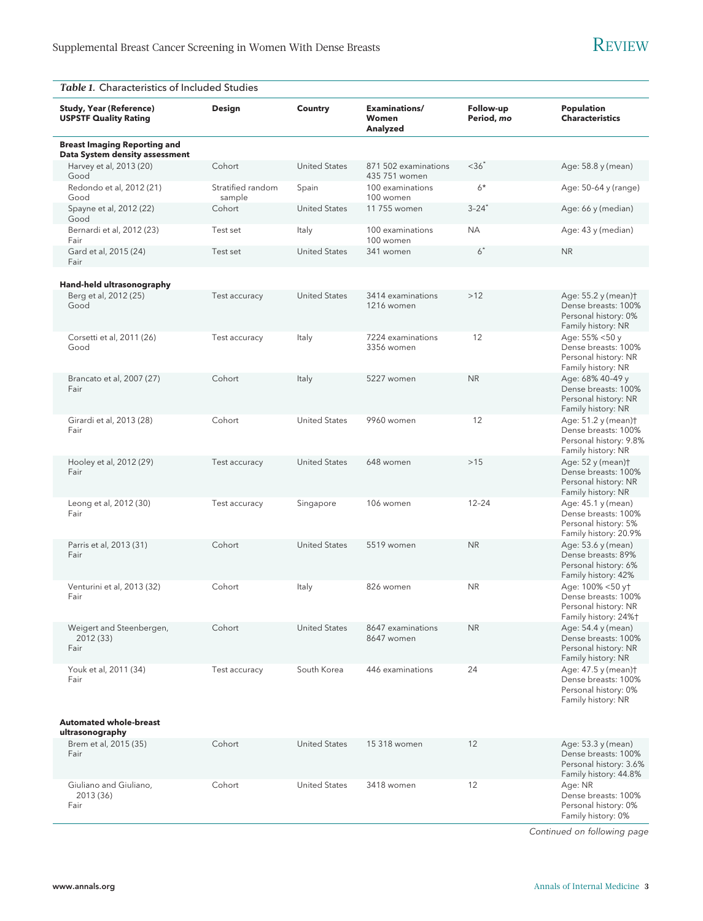*Table 1.* Characteristics of Included Studies

| Study, Year (Reference) USPSTF Quality Rating | Design | Country | Examinations/ Women Analyzed | Follow-up Period, *mo* | Population Characteristics |
|---|---|---|---|---|---|
| **Breast Imaging Reporting and Data System density assessment** | | | | | |
| Harvey et al, 2013 (20) Good | Cohort | United States | 871 502 examinations 435 751 women | <36* | Age: 58.8 y (mean) |
| Redondo et al, 2012 (21) Good | Stratified random sample | Spain | 100 examinations 100 women | 6* | Age: 50–64 y (range) |
| Spayne et al, 2012 (22) Good | Cohort | United States | 11 755 women | 3–24* | Age: 66 y (median) |
| Bernardi et al, 2012 (23) Fair | Test set | Italy | 100 examinations 100 women | NA | Age: 43 y (median) |
| Gard et al, 2015 (24) Fair | Test set | United States | 341 women | 6* | NR |
| **Hand-held ultrasonography** | | | | | |
| Berg et al, 2012 (25) Good | Test accuracy | United States | 3414 examinations 1216 women | >12 | Age: 55.2 y (mean)† Dense breasts: 100% Personal history: 0% Family history: NR |
| Corsetti et al, 2011 (26) Good | Test accuracy | Italy | 7224 examinations 3356 women | 12 | Age: 55% <50 y Dense breasts: 100% Personal history: NR Family history: NR |
| Brancato et al, 2007 (27) Fair | Cohort | Italy | 5227 women | NR | Age: 68% 40–49 y Dense breasts: 100% Personal history: NR Family history: NR |
| Girardi et al, 2013 (28) Fair | Cohort | United States | 9960 women | 12 | Age: 51.2 y (mean)† Dense breasts: 100% Personal history: 9.8% Family history: NR |
| Hooley et al, 2012 (29) Fair | Test accuracy | United States | 648 women | >15 | Age: 52 y (mean)† Dense breasts: 100% Personal history: NR Family history: NR |
| Leong et al, 2012 (30) Fair | Test accuracy | Singapore | 106 women | 12–24 | Age: 45.1 y (mean) Dense breasts: 100% Personal history: 5% Family history: 20.9% |
| Parris et al, 2013 (31) Fair | Cohort | United States | 5519 women | NR | Age: 53.6 y (mean) Dense breasts: 89% Personal history: 6% Family history: 42% |
| Venturini et al, 2013 (32) Fair | Cohort | Italy | 826 women | NR | Age: 100% <50 y† Dense breasts: 100% Personal history: NR Family history: 24%† |
| Weigert and Steenbergen, 2012 (33) Fair | Cohort | United States | 8647 examinations 8647 women | NR | Age: 54.4 y (mean) Dense breasts: 100% Personal history: NR Family history: NR |
| Youk et al, 2011 (34) Fair | Test accuracy | South Korea | 446 examinations | 24 | Age: 47.5 y (mean)† Dense breasts: 100% Personal history: 0% Family history: NR |
| **Automated whole-breast ultrasonography** | | | | | |
| Brem et al, 2015 (35) Fair | Cohort | United States | 15 318 women | 12 | Age: 53.3 y (mean) Dense breasts: 100% Personal history: 3.6% Family history: 44.8% |
| Giuliano and Giuliano, 2013 (36) Fair | Cohort | United States | 3418 women | 12 | Age: NR Dense breasts: 100% Personal history: 0% Family history: 0% |

*Continued on following page*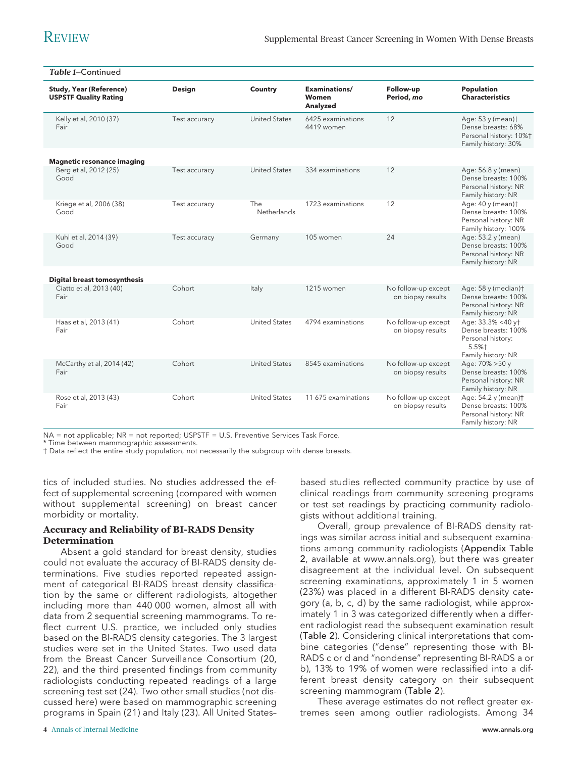*Table 1*–Continued

| Study, Year (Reference) USPSTF Quality Rating | Design | Country | Examinations/ Women Analyzed | Follow-up Period, *mo* | Population Characteristics |
|---|---|---|---|---|---|
| Kelly et al, 2010 (37) Fair | Test accuracy | United States | 6425 examinations 4419 women | 12 | Age: 53 y (mean)† Dense breasts: 68% Personal history: 10%† Family history: 30% |
| **Magnetic resonance imaging** | | | | | |
| Berg et al, 2012 (25) Good | Test accuracy | United States | 334 examinations | 12 | Age: 56.8 y (mean) Dense breasts: 100% Personal history: NR Family history: NR |
| Kriege et al, 2006 (38) Good | Test accuracy | The Netherlands | 1723 examinations | 12 | Age: 40 y (mean)† Dense breasts: 100% Personal history: NR Family history: 100% |
| Kuhl et al, 2014 (39) Good | Test accuracy | Germany | 105 women | 24 | Age: 53.2 y (mean) Dense breasts: 100% Personal history: NR Family history: NR |
| **Digital breast tomosynthesis** | | | | | |
| Ciatto et al, 2013 (40) Fair | Cohort | Italy | 1215 women | No follow-up except on biopsy results | Age: 58 y (median)† Dense breasts: 100% Personal history: NR Family history: NR |
| Haas et al, 2013 (41) Fair | Cohort | United States | 4794 examinations | No follow-up except on biopsy results | Age: 33.3% <40 y† Dense breasts: 100% Personal history: 5.5%† Family history: NR |
| McCarthy et al, 2014 (42) Fair | Cohort | United States | 8545 examinations | No follow-up except on biopsy results | Age: 70% >50 y Dense breasts: 100% Personal history: NR Family history: NR |
| Rose et al, 2013 (43) Fair | Cohort | United States | 11 675 examinations | No follow-up except on biopsy results | Age: 54.2 y (mean)† Dense breasts: 100% Personal history: NR Family history: NR |

NA = not applicable; NR = not reported; USPSTF = U.S. Preventive Services Task Force.
* Time between mammographic assessments.
† Data reflect the entire study population, not necessarily the subgroup with dense breasts.

tics of included studies. No studies addressed the effect of supplemental screening (compared with women without supplemental screening) on breast cancer morbidity or mortality.

### Accuracy and Reliability of BI-RADS Density Determination

Absent a gold standard for breast density, studies could not evaluate the accuracy of BI-RADS density determinations. Five studies reported repeated assignment of categorical BI-RADS breast density classification by the same or different radiologists, altogether including more than 440 000 women, almost all with data from 2 sequential screening mammograms. To reflect current U.S. practice, we included only studies based on the BI-RADS density categories. The 3 largest studies were set in the United States. Two used data from the Breast Cancer Surveillance Consortium (20, 22), and the third presented findings from community radiologists conducting repeated readings of a large screening test set (24). Two other small studies (not discussed here) were based on mammographic screening programs in Spain (21) and Italy (23). All United States–based studies reflected community practice by use of clinical readings from community screening programs or test set readings by practicing community radiologists without additional training.

Overall, group prevalence of BI-RADS density ratings was similar across initial and subsequent examinations among community radiologists (Appendix Table 2, available at www.annals.org), but there was greater disagreement at the individual level. On subsequent screening examinations, approximately 1 in 5 women (23%) was placed in a different BI-RADS density category (a, b, c, d) by the same radiologist, while approximately 1 in 3 was categorized differently when a different radiologist read the subsequent examination result (Table 2). Considering clinical interpretations that combine categories ("dense" representing those with BI-RADS c or d and "nondense" representing BI-RADS a or b), 13% to 19% of women were reclassified into a different breast density category on their subsequent screening mammogram (Table 2).

These average estimates do not reflect greater extremes seen among outlier radiologists. Among 34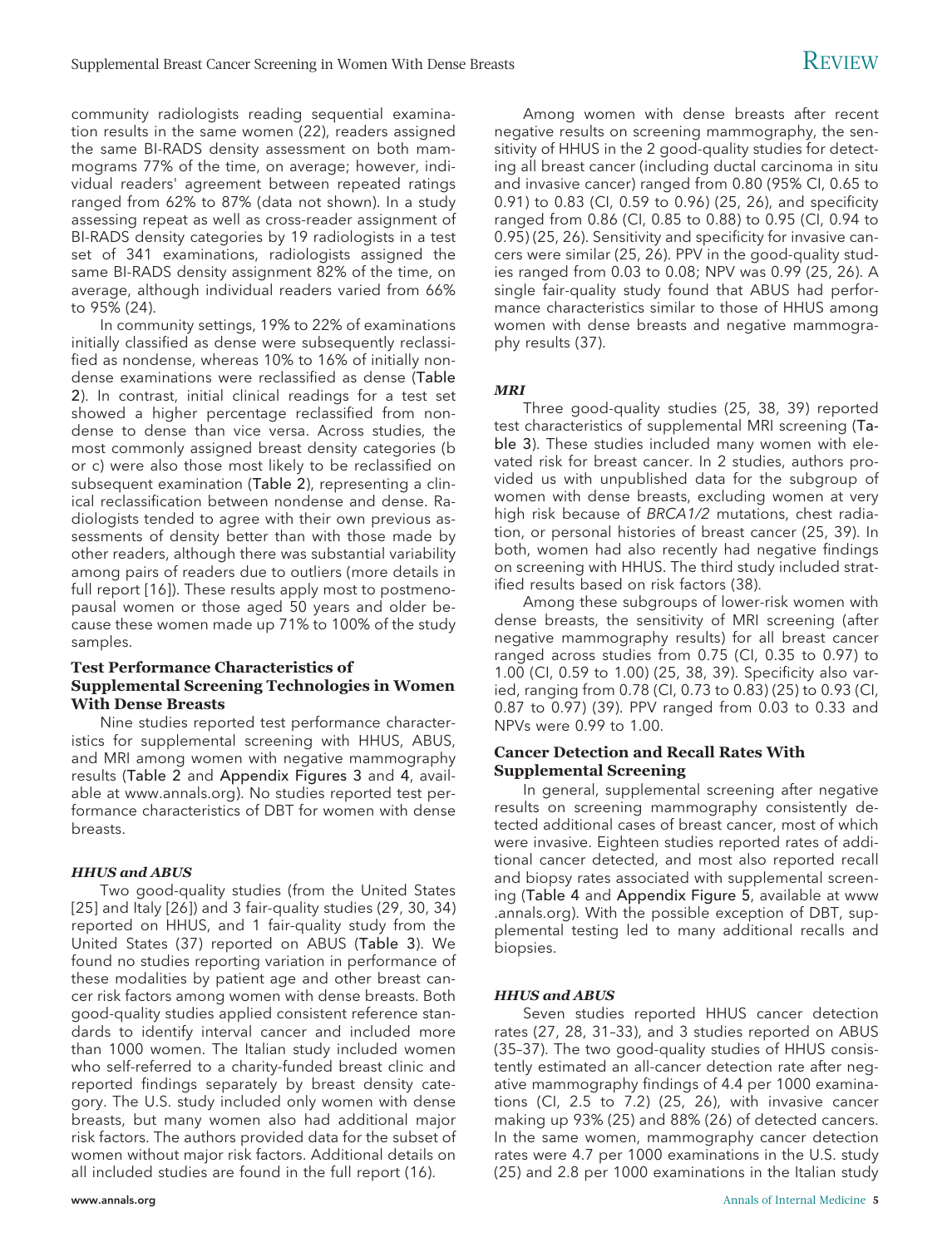community radiologists reading sequential examination results in the same women (22), readers assigned the same BI-RADS density assessment on both mammograms 77% of the time, on average; however, individual readers' agreement between repeated ratings ranged from 62% to 87% (data not shown). In a study assessing repeat as well as cross-reader assignment of BI-RADS density categories by 19 radiologists in a test set of 341 examinations, radiologists assigned the same BI-RADS density assignment 82% of the time, on average, although individual readers varied from 66% to 95% (24).

In community settings, 19% to 22% of examinations initially classified as dense were subsequently reclassified as nondense, whereas 10% to 16% of initially nondense examinations were reclassified as dense (Table 2). In contrast, initial clinical readings for a test set showed a higher percentage reclassified from nondense to dense than vice versa. Across studies, the most commonly assigned breast density categories (b or c) were also those most likely to be reclassified on subsequent examination (Table 2), representing a clinical reclassification between nondense and dense. Radiologists tended to agree with their own previous assessments of density better than with those made by other readers, although there was substantial variability among pairs of readers due to outliers (more details in full report [16]). These results apply most to postmenopausal women or those aged 50 years and older because these women made up 71% to 100% of the study samples.

## Test Performance Characteristics of Supplemental Screening Technologies in Women With Dense Breasts

Nine studies reported test performance characteristics for supplemental screening with HHUS, ABUS, and MRI among women with negative mammography results (Table 2 and Appendix Figures 3 and 4, available at www.annals.org). No studies reported test performance characteristics of DBT for women with dense breasts.

### *HHUS and ABUS*

Two good-quality studies (from the United States [25] and Italy [26]) and 3 fair-quality studies (29, 30, 34) reported on HHUS, and 1 fair-quality study from the United States (37) reported on ABUS (Table 3). We found no studies reporting variation in performance of these modalities by patient age and other breast cancer risk factors among women with dense breasts. Both good-quality studies applied consistent reference standards to identify interval cancer and included more than 1000 women. The Italian study included women who self-referred to a charity-funded breast clinic and reported findings separately by breast density category. The U.S. study included only women with dense breasts, but many women also had additional major risk factors. The authors provided data for the subset of women without major risk factors. Additional details on all included studies are found in the full report (16).

Among women with dense breasts after recent negative results on screening mammography, the sensitivity of HHUS in the 2 good-quality studies for detecting all breast cancer (including ductal carcinoma in situ and invasive cancer) ranged from 0.80 (95% CI, 0.65 to 0.91) to 0.83 (CI, 0.59 to 0.96) (25, 26), and specificity ranged from 0.86 (CI, 0.85 to 0.88) to 0.95 (CI, 0.94 to 0.95) (25, 26). Sensitivity and specificity for invasive cancers were similar (25, 26). PPV in the good-quality studies ranged from 0.03 to 0.08; NPV was 0.99 (25, 26). A single fair-quality study found that ABUS had performance characteristics similar to those of HHUS among women with dense breasts and negative mammography results (37).

### *MRI*

Three good-quality studies (25, 38, 39) reported test characteristics of supplemental MRI screening (Table 3). These studies included many women with elevated risk for breast cancer. In 2 studies, authors provided us with unpublished data for the subgroup of women with dense breasts, excluding women at very high risk because of *BRCA1/2* mutations, chest radiation, or personal histories of breast cancer (25, 39). In both, women had also recently had negative findings on screening with HHUS. The third study included stratified results based on risk factors (38).

Among these subgroups of lower-risk women with dense breasts, the sensitivity of MRI screening (after negative mammography results) for all breast cancer ranged across studies from 0.75 (CI, 0.35 to 0.97) to 1.00 (CI, 0.59 to 1.00) (25, 38, 39). Specificity also varied, ranging from 0.78 (CI, 0.73 to 0.83) (25) to 0.93 (CI, 0.87 to 0.97) (39). PPV ranged from 0.03 to 0.33 and NPVs were 0.99 to 1.00.

## Cancer Detection and Recall Rates With Supplemental Screening

In general, supplemental screening after negative results on screening mammography consistently detected additional cases of breast cancer, most of which were invasive. Eighteen studies reported rates of additional cancer detected, and most also reported recall and biopsy rates associated with supplemental screening (Table 4 and Appendix Figure 5, available at www.annals.org). With the possible exception of DBT, supplemental testing led to many additional recalls and biopsies.

### *HHUS and ABUS*

Seven studies reported HHUS cancer detection rates (27, 28, 31–33), and 3 studies reported on ABUS (35–37). The two good-quality studies of HHUS consistently estimated an all-cancer detection rate after negative mammography findings of 4.4 per 1000 examinations (CI, 2.5 to 7.2) (25, 26), with invasive cancer making up 93% (25) and 88% (26) of detected cancers. In the same women, mammography cancer detection rates were 4.7 per 1000 examinations in the U.S. study (25) and 2.8 per 1000 examinations in the Italian study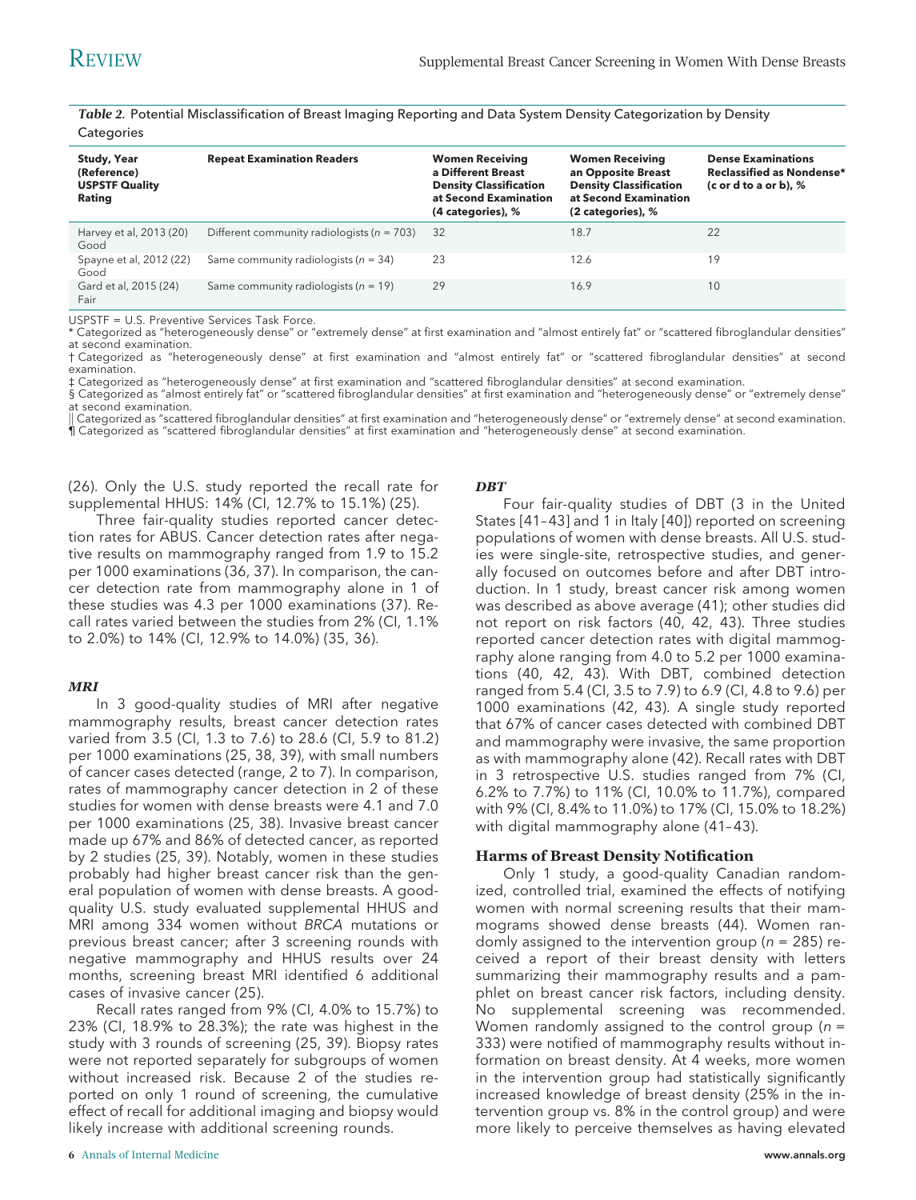*Table 2.* Potential Misclassification of Breast Imaging Reporting and Data System Density Categorization by Density Categories

| Study, Year (Reference) USPSTF Quality Rating | Repeat Examination Readers | Women Receiving a Different Breast Density Classification at Second Examination (4 categories), % | Women Receiving an Opposite Breast Density Classification at Second Examination (2 categories), % | Dense Examinations Reclassified as Nondense* (c or d to a or b), % |
|---|---|---|---|---|
| Harvey et al, 2013 (20) Good | Different community radiologists (*n* = 703) | 32 | 18.7 | 22 |
| Spayne et al, 2012 (22) Good | Same community radiologists (*n* = 34) | 23 | 12.6 | 19 |
| Gard et al, 2015 (24) Fair | Same community radiologists (*n* = 19) | 29 | 16.9 | 10 |

USPSTF = U.S. Preventive Services Task Force.
* Categorized as "heterogeneously dense" or "extremely dense" at first examination and "almost entirely fat" or "scattered fibroglandular densities" at second examination.
† Categorized as "heterogeneously dense" at first examination and "almost entirely fat" or "scattered fibroglandular densities" at second examination.
‡ Categorized as "heterogeneously dense" at first examination and "scattered fibroglandular densities" at second examination.
§ Categorized as "almost entirely fat" or "scattered fibroglandular densities" at first examination and "heterogeneously dense" or "extremely dense" at second examination.
‖ Categorized as "scattered fibroglandular densities" at first examination and "heterogeneously dense" or "extremely dense" at second examination.
¶ Categorized as "scattered fibroglandular densities" at first examination and "heterogeneously dense" at second examination.

(26). Only the U.S. study reported the recall rate for supplemental HHUS: 14% (CI, 12.7% to 15.1%) (25).

Three fair-quality studies reported cancer detection rates for ABUS. Cancer detection rates after negative results on mammography ranged from 1.9 to 15.2 per 1000 examinations (36, 37). In comparison, the cancer detection rate from mammography alone in 1 of these studies was 4.3 per 1000 examinations (37). Recall rates varied between the studies from 2% (CI, 1.1% to 2.0%) to 14% (CI, 12.9% to 14.0%) (35, 36).

### *MRI*

In 3 good-quality studies of MRI after negative mammography results, breast cancer detection rates varied from 3.5 (CI, 1.3 to 7.6) to 28.6 (CI, 5.9 to 81.2) per 1000 examinations (25, 38, 39), with small numbers of cancer cases detected (range, 2 to 7). In comparison, rates of mammography cancer detection in 2 of these studies for women with dense breasts were 4.1 and 7.0 per 1000 examinations (25, 38). Invasive breast cancer made up 67% and 86% of detected cancer, as reported by 2 studies (25, 39). Notably, women in these studies probably had higher breast cancer risk than the general population of women with dense breasts. A good-quality U.S. study evaluated supplemental HHUS and MRI among 334 women without *BRCA* mutations or previous breast cancer; after 3 screening rounds with negative mammography and HHUS results over 24 months, screening breast MRI identified 6 additional cases of invasive cancer (25).

Recall rates ranged from 9% (CI, 4.0% to 15.7%) to 23% (CI, 18.9% to 28.3%); the rate was highest in the study with 3 rounds of screening (25, 39). Biopsy rates were not reported separately for subgroups of women without increased risk. Because 2 of the studies reported on only 1 round of screening, the cumulative effect of recall for additional imaging and biopsy would likely increase with additional screening rounds.

### *DBT*

Four fair-quality studies of DBT (3 in the United States [41–43] and 1 in Italy [40]) reported on screening populations of women with dense breasts. All U.S. studies were single-site, retrospective studies, and generally focused on outcomes before and after DBT introduction. In 1 study, breast cancer risk among women was described as above average (41); other studies did not report on risk factors (40, 42, 43). Three studies reported cancer detection rates with digital mammography alone ranging from 4.0 to 5.2 per 1000 examinations (40, 42, 43). With DBT, combined detection ranged from 5.4 (CI, 3.5 to 7.9) to 6.9 (CI, 4.8 to 9.6) per 1000 examinations (42, 43). A single study reported that 67% of cancer cases detected with combined DBT and mammography were invasive, the same proportion as with mammography alone (42). Recall rates with DBT in 3 retrospective U.S. studies ranged from 7% (CI, 6.2% to 7.7%) to 11% (CI, 10.0% to 11.7%), compared with 9% (CI, 8.4% to 11.0%) to 17% (CI, 15.0% to 18.2%) with digital mammography alone (41–43).

## Harms of Breast Density Notification

Only 1 study, a good-quality Canadian randomized, controlled trial, examined the effects of notifying women with normal screening results that their mammograms showed dense breasts (44). Women randomly assigned to the intervention group (*n* = 285) received a report of their breast density with letters summarizing their mammography results and a pamphlet on breast cancer risk factors, including density. No supplemental screening was recommended. Women randomly assigned to the control group (*n* = 333) were notified of mammography results without information on breast density. At 4 weeks, more women in the intervention group had statistically significantly increased knowledge of breast density (25% in the intervention group vs. 8% in the control group) and were more likely to perceive themselves as having elevated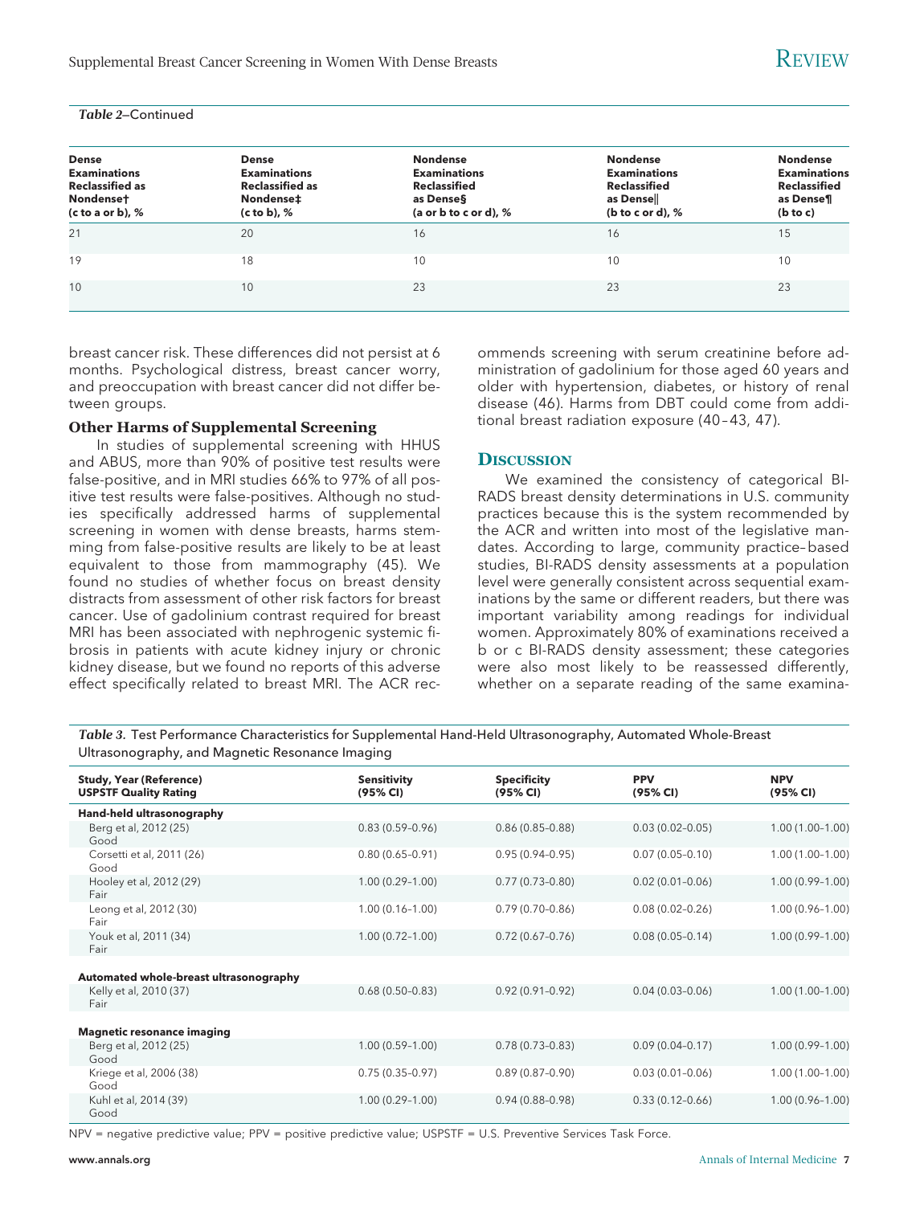*Table 2*—Continued

| Dense Examinations Reclassified as Nondense† (c to a or b), % | Dense Examinations Reclassified as Nondense‡ (c to b), % | Nondense Examinations Reclassified as Dense§ (a or b to c or d), % | Nondense Examinations Reclassified as Dense‖ (b to c or d), % | Nondense Examinations Reclassified as Dense¶ (b to c) |
|---|---|---|---|---|
| 21 | 20 | 16 | 16 | 15 |
| 19 | 18 | 10 | 10 | 10 |
| 10 | 10 | 23 | 23 | 23 |

breast cancer risk. These differences did not persist at 6 months. Psychological distress, breast cancer worry, and preoccupation with breast cancer did not differ between groups.

### Other Harms of Supplemental Screening

In studies of supplemental screening with HHUS and ABUS, more than 90% of positive test results were false-positive, and in MRI studies 66% to 97% of all positive test results were false-positives. Although no studies specifically addressed harms of supplemental screening in women with dense breasts, harms stemming from false-positive results are likely to be at least equivalent to those from mammography (45). We found no studies of whether focus on breast density distracts from assessment of other risk factors for breast cancer. Use of gadolinium contrast required for breast MRI has been associated with nephrogenic systemic fibrosis in patients with acute kidney injury or chronic kidney disease, but we found no reports of this adverse effect specifically related to breast MRI. The ACR recommends screening with serum creatinine before administration of gadolinium for those aged 60 years and older with hypertension, diabetes, or history of renal disease (46). Harms from DBT could come from additional breast radiation exposure (40–43, 47).

## Discussion

We examined the consistency of categorical BI-RADS breast density determinations in U.S. community practices because this is the system recommended by the ACR and written into most of the legislative mandates. According to large, community practice–based studies, BI-RADS density assessments at a population level were generally consistent across sequential examinations by the same or different readers, but there was important variability among readings for individual women. Approximately 80% of examinations received a b or c BI-RADS density assessment; these categories were also most likely to be reassessed differently, whether on a separate reading of the same examina-

*Table 3.* Test Performance Characteristics for Supplemental Hand-Held Ultrasonography, Automated Whole-Breast Ultrasonography, and Magnetic Resonance Imaging

| Study, Year (Reference) USPSTF Quality Rating | Sensitivity (95% CI) | Specificity (95% CI) | PPV (95% CI) | NPV (95% CI) |
|---|---|---|---|---|
| **Hand-held ultrasonography** | | | | |
| Berg et al, 2012 (25) Good | 0.83 (0.59–0.96) | 0.86 (0.85–0.88) | 0.03 (0.02–0.05) | 1.00 (1.00–1.00) |
| Corsetti et al, 2011 (26) Good | 0.80 (0.65–0.91) | 0.95 (0.94–0.95) | 0.07 (0.05–0.10) | 1.00 (1.00–1.00) |
| Hooley et al, 2012 (29) Fair | 1.00 (0.29–1.00) | 0.77 (0.73–0.80) | 0.02 (0.01–0.06) | 1.00 (0.99–1.00) |
| Leong et al, 2012 (30) Fair | 1.00 (0.16–1.00) | 0.79 (0.70–0.86) | 0.08 (0.02–0.26) | 1.00 (0.96–1.00) |
| Youk et al, 2011 (34) Fair | 1.00 (0.72–1.00) | 0.72 (0.67–0.76) | 0.08 (0.05–0.14) | 1.00 (0.99–1.00) |
| **Automated whole-breast ultrasonography** | | | | |
| Kelly et al, 2010 (37) Fair | 0.68 (0.50–0.83) | 0.92 (0.91–0.92) | 0.04 (0.03–0.06) | 1.00 (1.00–1.00) |
| **Magnetic resonance imaging** | | | | |
| Berg et al, 2012 (25) Good | 1.00 (0.59–1.00) | 0.78 (0.73–0.83) | 0.09 (0.04–0.17) | 1.00 (0.99–1.00) |
| Kriege et al, 2006 (38) Good | 0.75 (0.35–0.97) | 0.89 (0.87–0.90) | 0.03 (0.01–0.06) | 1.00 (1.00–1.00) |
| Kuhl et al, 2014 (39) Good | 1.00 (0.29–1.00) | 0.94 (0.88–0.98) | 0.33 (0.12–0.66) | 1.00 (0.96–1.00) |

NPV = negative predictive value; PPV = positive predictive value; USPSTF = U.S. Preventive Services Task Force.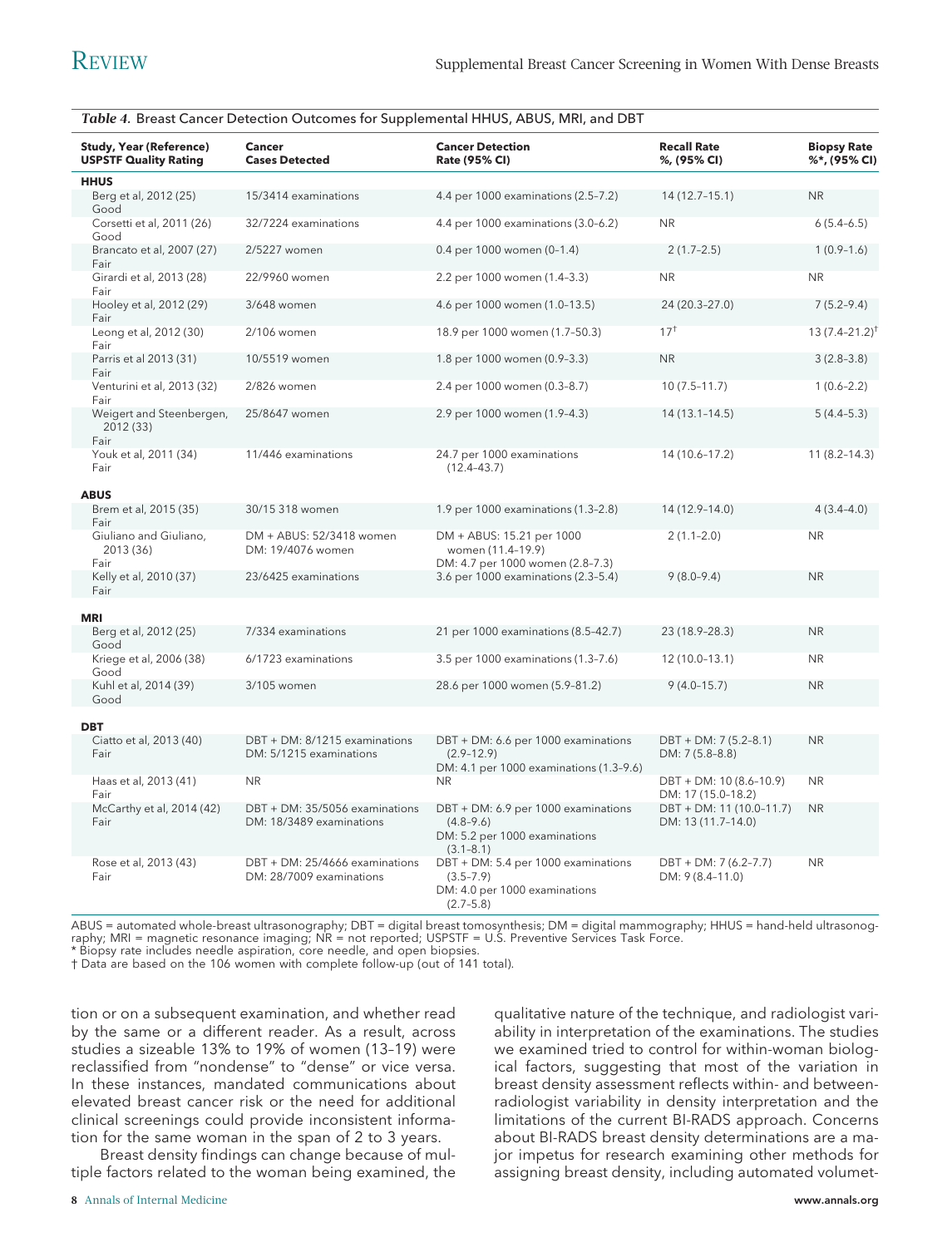*Table 4.* Breast Cancer Detection Outcomes for Supplemental HHUS, ABUS, MRI, and DBT

| Study, Year (Reference) USPSTF Quality Rating | Cancer Cases Detected | Cancer Detection Rate (95% CI) | Recall Rate %, (95% CI) | Biopsy Rate %*, (95% CI) |
|---|---|---|---|---|
| **HHUS** | | | | |
| Berg et al, 2012 (25) Good | 15/3414 examinations | 4.4 per 1000 examinations (2.5–7.2) | 14 (12.7–15.1) | NR |
| Corsetti et al, 2011 (26) Good | 32/7224 examinations | 4.4 per 1000 examinations (3.0–6.2) | NR | 6 (5.4–6.5) |
| Brancato et al, 2007 (27) Fair | 2/5227 women | 0.4 per 1000 women (0–1.4) | 2 (1.7–2.5) | 1 (0.9–1.6) |
| Girardi et al, 2013 (28) Fair | 22/9960 women | 2.2 per 1000 women (1.4–3.3) | NR | NR |
| Hooley et al, 2012 (29) Fair | 3/648 women | 4.6 per 1000 women (1.0–13.5) | 24 (20.3–27.0) | 7 (5.2–9.4) |
| Leong et al, 2012 (30) Fair | 2/106 women | 18.9 per 1000 women (1.7–50.3) | 17† | 13 (7.4–21.2)† |
| Parris et al 2013 (31) Fair | 10/5519 women | 1.8 per 1000 women (0.9–3.3) | NR | 3 (2.8–3.8) |
| Venturini et al, 2013 (32) Fair | 2/826 women | 2.4 per 1000 women (0.3–8.7) | 10 (7.5–11.7) | 1 (0.6–2.2) |
| Weigert and Steenbergen, 2012 (33) Fair | 25/8647 women | 2.9 per 1000 women (1.9–4.3) | 14 (13.1–14.5) | 5 (4.4–5.3) |
| Youk et al, 2011 (34) Fair | 11/446 examinations | 24.7 per 1000 examinations (12.4–43.7) | 14 (10.6–17.2) | 11 (8.2–14.3) |
| **ABUS** | | | | |
| Brem et al, 2015 (35) Fair | 30/15 318 women | 1.9 per 1000 examinations (1.3–2.8) | 14 (12.9–14.0) | 4 (3.4–4.0) |
| Giuliano and Giuliano, 2013 (36) Fair | DM + ABUS: 52/3418 women<br>DM: 19/4076 women | DM + ABUS: 15.21 per 1000 women (11.4–19.9)<br>DM: 4.7 per 1000 women (2.8–7.3) | 2 (1.1–2.0) | NR |
| Kelly et al, 2010 (37) Fair | 23/6425 examinations | 3.6 per 1000 examinations (2.3–5.4) | 9 (8.0–9.4) | NR |
| **MRI** | | | | |
| Berg et al, 2012 (25) Good | 7/334 examinations | 21 per 1000 examinations (8.5–42.7) | 23 (18.9–28.3) | NR |
| Kriege et al, 2006 (38) Good | 6/1723 examinations | 3.5 per 1000 examinations (1.3–7.6) | 12 (10.0–13.1) | NR |
| Kuhl et al, 2014 (39) Good | 3/105 women | 28.6 per 1000 women (5.9–81.2) | 9 (4.0–15.7) | NR |
| **DBT** | | | | |
| Ciatto et al, 2013 (40) Fair | DBT + DM: 8/1215 examinations<br>DM: 5/1215 examinations | DBT + DM: 6.6 per 1000 examinations (2.9–12.9)<br>DM: 4.1 per 1000 examinations (1.3–9.6) | DBT + DM: 7 (5.2–8.1)<br>DM: 7 (5.8–8.8) | NR |
| Haas et al, 2013 (41) Fair | NR | NR | DBT + DM: 10 (8.6–10.9)<br>DM: 17 (15.0–18.2) | NR |
| McCarthy et al, 2014 (42) Fair | DBT + DM: 35/5056 examinations<br>DM: 18/3489 examinations | DBT + DM: 6.9 per 1000 examinations (4.8–9.6)<br>DM: 5.2 per 1000 examinations (3.1–8.1) | DBT + DM: 11 (10.0–11.7)<br>DM: 13 (11.7–14.0) | NR |
| Rose et al, 2013 (43) Fair | DBT + DM: 25/4666 examinations<br>DM: 28/7009 examinations | DBT + DM: 5.4 per 1000 examinations (3.5–7.9)<br>DM: 4.0 per 1000 examinations (2.7–5.8) | DBT + DM: 7 (6.2–7.7)<br>DM: 9 (8.4–11.0) | NR |

ABUS = automated whole-breast ultrasonography; DBT = digital breast tomosynthesis; DM = digital mammography; HHUS = hand-held ultrasonography; MRI = magnetic resonance imaging; NR = not reported; USPSTF = U.S. Preventive Services Task Force.
* Biopsy rate includes needle aspiration, core needle, and open biopsies.
† Data are based on the 106 women with complete follow-up (out of 141 total).

tion or on a subsequent examination, and whether read by the same or a different reader. As a result, across studies a sizeable 13% to 19% of women (13–19) were reclassified from "nondense" to "dense" or vice versa. In these instances, mandated communications about elevated breast cancer risk or the need for additional clinical screenings could provide inconsistent information for the same woman in the span of 2 to 3 years.

Breast density findings can change because of multiple factors related to the woman being examined, the qualitative nature of the technique, and radiologist variability in interpretation of the examinations. The studies we examined tried to control for within-woman biological factors, suggesting that most of the variation in breast density assessment reflects within- and between-radiologist variability in density interpretation and the limitations of the current BI-RADS approach. Concerns about BI-RADS breast density determinations are a major impetus for research examining other methods for assigning breast density, including automated volumet-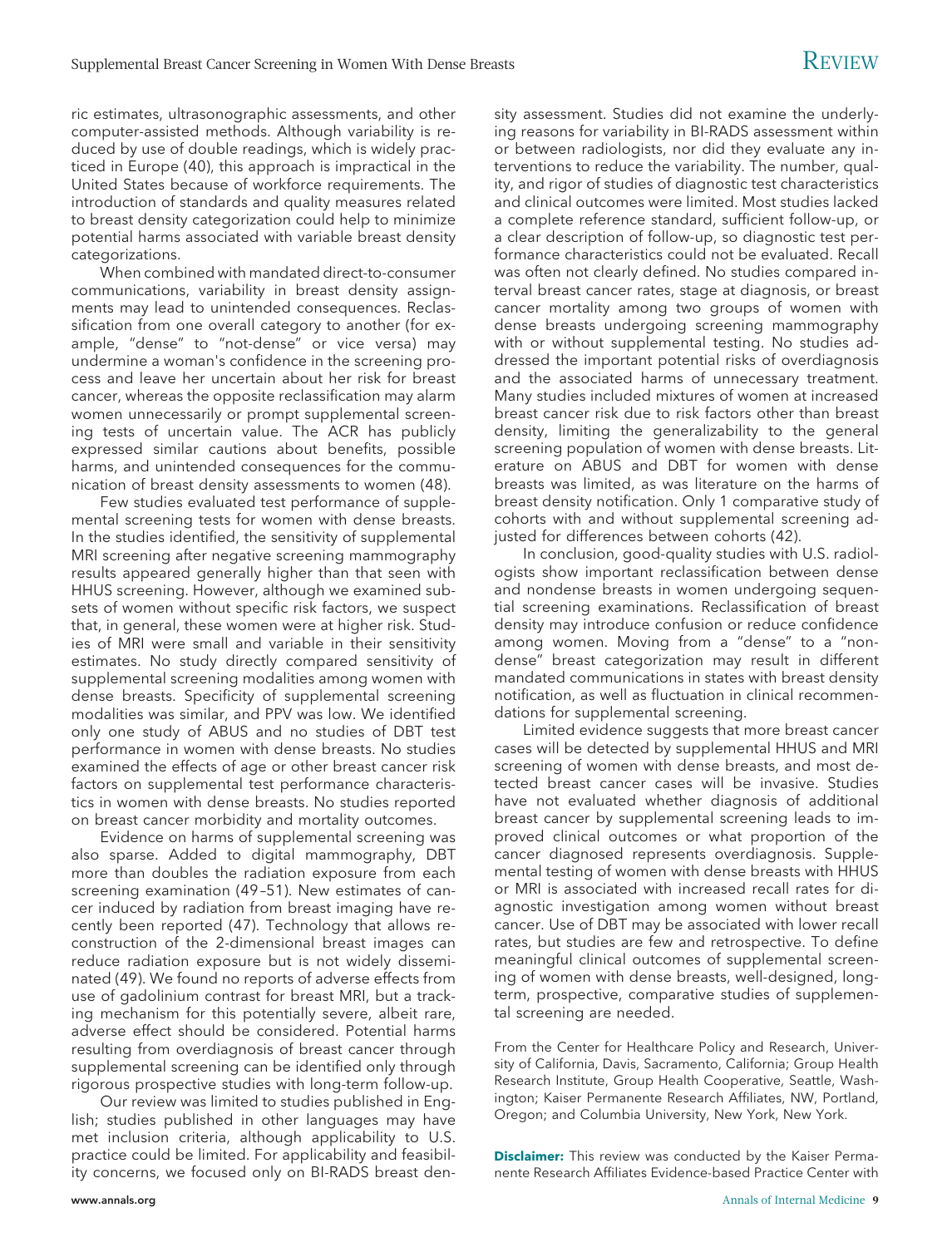ric estimates, ultrasonographic assessments, and other computer-assisted methods. Although variability is reduced by use of double readings, which is widely practiced in Europe (40), this approach is impractical in the United States because of workforce requirements. The introduction of standards and quality measures related to breast density categorization could help to minimize potential harms associated with variable breast density categorizations.

When combined with mandated direct-to-consumer communications, variability in breast density assignments may lead to unintended consequences. Reclassification from one overall category to another (for example, "dense" to "not-dense" or vice versa) may undermine a woman's confidence in the screening process and leave her uncertain about her risk for breast cancer, whereas the opposite reclassification may alarm women unnecessarily or prompt supplemental screening tests of uncertain value. The ACR has publicly expressed similar cautions about benefits, possible harms, and unintended consequences for the communication of breast density assessments to women (48).

Few studies evaluated test performance of supplemental screening tests for women with dense breasts. In the studies identified, the sensitivity of supplemental MRI screening after negative screening mammography results appeared generally higher than that seen with HHUS screening. However, although we examined subsets of women without specific risk factors, we suspect that, in general, these women were at higher risk. Studies of MRI were small and variable in their sensitivity estimates. No study directly compared sensitivity of supplemental screening modalities among women with dense breasts. Specificity of supplemental screening modalities was similar, and PPV was low. We identified only one study of ABUS and no studies of DBT test performance in women with dense breasts. No studies examined the effects of age or other breast cancer risk factors on supplemental test performance characteristics in women with dense breasts. No studies reported on breast cancer morbidity and mortality outcomes.

Evidence on harms of supplemental screening was also sparse. Added to digital mammography, DBT more than doubles the radiation exposure from each screening examination (49–51). New estimates of cancer induced by radiation from breast imaging have recently been reported (47). Technology that allows reconstruction of the 2-dimensional breast images can reduce radiation exposure but is not widely disseminated (49). We found no reports of adverse effects from use of gadolinium contrast for breast MRI, but a tracking mechanism for this potentially severe, albeit rare, adverse effect should be considered. Potential harms resulting from overdiagnosis of breast cancer through supplemental screening can be identified only through rigorous prospective studies with long-term follow-up.

Our review was limited to studies published in English; studies published in other languages may have met inclusion criteria, although applicability to U.S. practice could be limited. For applicability and feasibility concerns, we focused only on BI-RADS breast density assessment. Studies did not examine the underlying reasons for variability in BI-RADS assessment within or between radiologists, nor did they evaluate any interventions to reduce the variability. The number, quality, and rigor of studies of diagnostic test characteristics and clinical outcomes were limited. Most studies lacked a complete reference standard, sufficient follow-up, or a clear description of follow-up, so diagnostic test performance characteristics could not be evaluated. Recall was often not clearly defined. No studies compared interval breast cancer rates, stage at diagnosis, or breast cancer mortality among two groups of women with dense breasts undergoing screening mammography with or without supplemental testing. No studies addressed the important potential risks of overdiagnosis and the associated harms of unnecessary treatment. Many studies included mixtures of women at increased breast cancer risk due to risk factors other than breast density, limiting the generalizability to the general screening population of women with dense breasts. Literature on ABUS and DBT for women with dense breasts was limited, as was literature on the harms of breast density notification. Only 1 comparative study of cohorts with and without supplemental screening adjusted for differences between cohorts (42).

In conclusion, good-quality studies with U.S. radiologists show important reclassification between dense and nondense breasts in women undergoing sequential screening examinations. Reclassification of breast density may introduce confusion or reduce confidence among women. Moving from a "dense" to a "nondense" breast categorization may result in different mandated communications in states with breast density notification, as well as fluctuation in clinical recommendations for supplemental screening.

Limited evidence suggests that more breast cancer cases will be detected by supplemental HHUS and MRI screening of women with dense breasts, and most detected breast cancer cases will be invasive. Studies have not evaluated whether diagnosis of additional breast cancer by supplemental screening leads to improved clinical outcomes or what proportion of the cancer diagnosed represents overdiagnosis. Supplemental testing of women with dense breasts with HHUS or MRI is associated with increased recall rates for diagnostic investigation among women without breast cancer. Use of DBT may be associated with lower recall rates, but studies are few and retrospective. To define meaningful clinical outcomes of supplemental screening of women with dense breasts, well-designed, long-term, prospective, comparative studies of supplemental screening are needed.

From the Center for Healthcare Policy and Research, University of California, Davis, Sacramento, California; Group Health Research Institute, Group Health Cooperative, Seattle, Washington; Kaiser Permanente Research Affiliates, NW, Portland, Oregon; and Columbia University, New York, New York.

**Disclaimer:** This review was conducted by the Kaiser Permanente Research Affiliates Evidence-based Practice Center with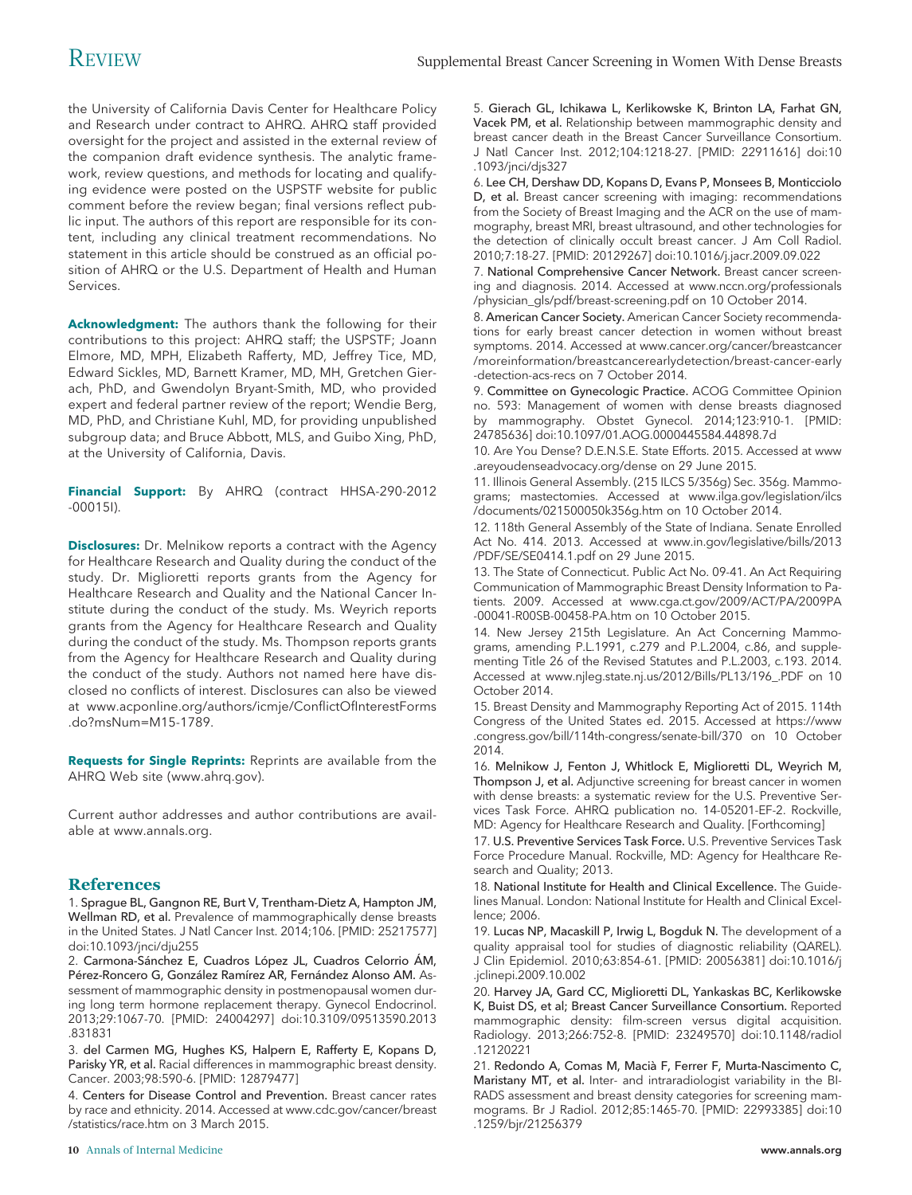the University of California Davis Center for Healthcare Policy and Research under contract to AHRQ. AHRQ staff provided oversight for the project and assisted in the external review of the companion draft evidence synthesis. The analytic framework, review questions, and methods for locating and qualifying evidence were posted on the USPSTF website for public comment before the review began; final versions reflect public input. The authors of this report are responsible for its content, including any clinical treatment recommendations. No statement in this article should be construed as an official position of AHRQ or the U.S. Department of Health and Human Services.

**Acknowledgment:** The authors thank the following for their contributions to this project: AHRQ staff; the USPSTF; Joann Elmore, MD, MPH, Elizabeth Rafferty, MD, Jeffrey Tice, MD, Edward Sickles, MD, Barnett Kramer, MD, MH, Gretchen Gierach, PhD, and Gwendolyn Bryant-Smith, MD, who provided expert and federal partner review of the report; Wendie Berg, MD, PhD, and Christiane Kuhl, MD, for providing unpublished subgroup data; and Bruce Abbott, MLS, and Guibo Xing, PhD, at the University of California, Davis.

**Financial Support:** By AHRQ (contract HHSA-290-2012-00015I).

**Disclosures:** Dr. Melnikow reports a contract with the Agency for Healthcare Research and Quality during the conduct of the study. Dr. Miglioretti reports grants from the Agency for Healthcare Research and Quality and the National Cancer Institute during the conduct of the study. Ms. Weyrich reports grants from the Agency for Healthcare Research and Quality during the conduct of the study. Ms. Thompson reports grants from the Agency for Healthcare Research and Quality during the conduct of the study. Authors not named here have disclosed no conflicts of interest. Disclosures can also be viewed at www.acponline.org/authors/icmje/ConflictOfInterestForms.do?msNum=M15-1789.

**Requests for Single Reprints:** Reprints are available from the AHRQ Web site (www.ahrq.gov).

Current author addresses and author contributions are available at www.annals.org.

## References

1. **Sprague BL, Gangnon RE, Burt V, Trentham-Dietz A, Hampton JM, Wellman RD, et al.** Prevalence of mammographically dense breasts in the United States. J Natl Cancer Inst. 2014;106. [PMID: 25217577] doi:10.1093/jnci/dju255

2. **Carmona-Sánchez E, Cuadros López JL, Cuadros Celorrio ÁM, Pérez-Roncero G, González Ramírez AR, Fernández Alonso AM.** Assessment of mammographic density in postmenopausal women during long term hormone replacement therapy. Gynecol Endocrinol. 2013;29:1067-70. [PMID: 24004297] doi:10.3109/09513590.2013.831831

3. **del Carmen MG, Hughes KS, Halpern E, Rafferty E, Kopans D, Parisky YR, et al.** Racial differences in mammographic breast density. Cancer. 2003;98:590-6. [PMID: 12879477]

4. **Centers for Disease Control and Prevention.** Breast cancer rates by race and ethnicity. 2014. Accessed at www.cdc.gov/cancer/breast/statistics/race.htm on 3 March 2015.

5. **Gierach GL, Ichikawa L, Kerlikowske K, Brinton LA, Farhat GN, Vacek PM, et al.** Relationship between mammographic density and breast cancer death in the Breast Cancer Surveillance Consortium. J Natl Cancer Inst. 2012;104:1218-27. [PMID: 22911616] doi:10.1093/jnci/djs327

6. **Lee CH, Dershaw DD, Kopans D, Evans P, Monsees B, Monticciolo D, et al.** Breast cancer screening with imaging: recommendations from the Society of Breast Imaging and the ACR on the use of mammography, breast MRI, breast ultrasound, and other technologies for the detection of clinically occult breast cancer. J Am Coll Radiol. 2010;7:18-27. [PMID: 20129267] doi:10.1016/j.jacr.2009.09.022

7. **National Comprehensive Cancer Network.** Breast cancer screening and diagnosis. 2014. Accessed at www.nccn.org/professionals/physician_gls/pdf/breast-screening.pdf on 10 October 2014.

8. **American Cancer Society.** American Cancer Society recommendations for early breast cancer detection in women without breast symptoms. 2014. Accessed at www.cancer.org/cancer/breastcancer/moreinformation/breastcancerearlydetection/breast-cancer-early-detection-acs-recs on 7 October 2014.

9. **Committee on Gynecologic Practice.** ACOG Committee Opinion no. 593: Management of women with dense breasts diagnosed by mammography. Obstet Gynecol. 2014;123:910-1. [PMID: 24785636] doi:10.1097/01.AOG.0000445584.44898.7d

10. Are You Dense? D.E.N.S.E. State Efforts. 2015. Accessed at www.areyoudenseadvocacy.org/dense on 29 June 2015.

11. Illinois General Assembly. (215 ILCS 5/356g) Sec. 356g. Mammograms; mastectomies. Accessed at www.ilga.gov/legislation/ilcs/documents/021500050k356g.htm on 10 October 2014.

12. 118th General Assembly of the State of Indiana. Senate Enrolled Act No. 414. 2013. Accessed at www.in.gov/legislative/bills/2013/PDF/SE/SE0414.1.pdf on 29 June 2015.

13. The State of Connecticut. Public Act No. 09-41. An Act Requiring Communication of Mammographic Breast Density Information to Patients. 2009. Accessed at www.cga.ct.gov/2009/ACT/PA/2009PA-00041-R00SB-00458-PA.htm on 10 October 2015.

14. New Jersey 215th Legislature. An Act Concerning Mammograms, amending P.L.1991, c.279 and P.L.2004, c.86, and supplementing Title 26 of the Revised Statutes and P.L.2003, c.193. 2014. Accessed at www.njleg.state.nj.us/2012/Bills/PL13/196_.PDF on 10 October 2014.

15. Breast Density and Mammography Reporting Act of 2015. 114th Congress of the United States ed. 2015. Accessed at https://www.congress.gov/bill/114th-congress/senate-bill/370 on 10 October 2014.

16. **Melnikow J, Fenton J, Whitlock E, Miglioretti DL, Weyrich M, Thompson J, et al.** Adjunctive screening for breast cancer in women with dense breasts: a systematic review for the U.S. Preventive Services Task Force. AHRQ publication no. 14-05201-EF-2. Rockville, MD: Agency for Healthcare Research and Quality. [Forthcoming]

17. **U.S. Preventive Services Task Force.** U.S. Preventive Services Task Force Procedure Manual. Rockville, MD: Agency for Healthcare Research and Quality; 2013.

18. **National Institute for Health and Clinical Excellence.** The Guidelines Manual. London: National Institute for Health and Clinical Excellence; 2006.

19. **Lucas NP, Macaskill P, Irwig L, Bogduk N.** The development of a quality appraisal tool for studies of diagnostic reliability (QAREL). J Clin Epidemiol. 2010;63:854-61. [PMID: 20056381] doi:10.1016/j.jclinepi.2009.10.002

20. **Harvey JA, Gard CC, Miglioretti DL, Yankaskas BC, Kerlikowske K, Buist DS, et al; Breast Cancer Surveillance Consortium.** Reported mammographic density: film-screen versus digital acquisition. Radiology. 2013;266:752-8. [PMID: 23249570] doi:10.1148/radiol.12120221

21. **Redondo A, Comas M, Macià F, Ferrer F, Murta-Nascimento C, Maristany MT, et al.** Inter- and intraradiologist variability in the BI-RADS assessment and breast density categories for screening mammograms. Br J Radiol. 2012;85:1465-70. [PMID: 22993385] doi:10.1259/bjr/21256379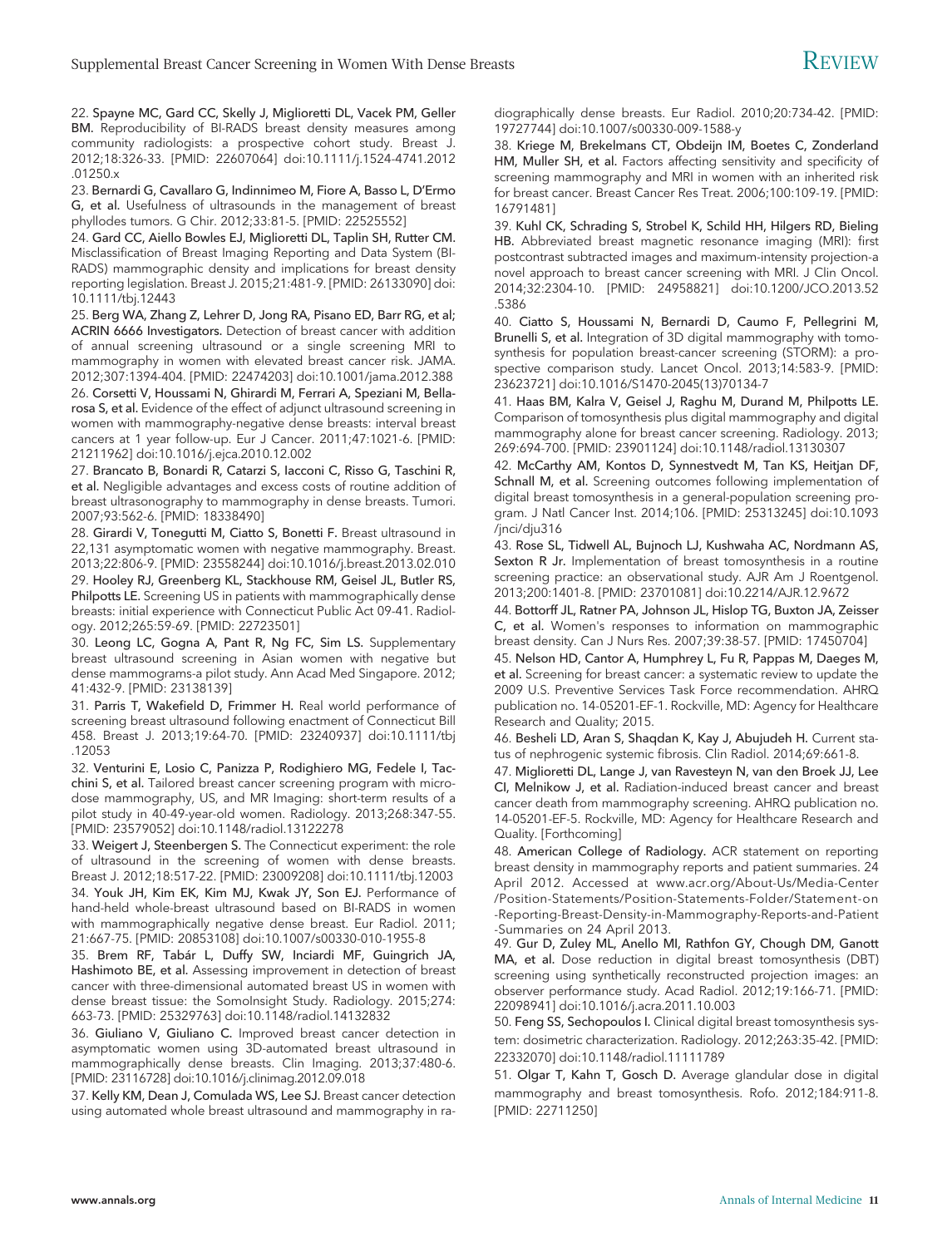22. **Spayne MC, Gard CC, Skelly J, Miglioretti DL, Vacek PM, Geller BM.** Reproducibility of BI-RADS breast density measures among community radiologists: a prospective cohort study. Breast J. 2012;18:326-33. [PMID: 22607064] doi:10.1111/j.1524-4741.2012.01250.x

23. **Bernardi G, Cavallaro G, Indinnimeo M, Fiore A, Basso L, D'Ermo G, et al.** Usefulness of ultrasounds in the management of breast phyllodes tumors. G Chir. 2012;33:81-5. [PMID: 22525552]

24. **Gard CC, Aiello Bowles EJ, Miglioretti DL, Taplin SH, Rutter CM.** Misclassification of Breast Imaging Reporting and Data System (BI-RADS) mammographic density and implications for breast density reporting legislation. Breast J. 2015;21:481-9. [PMID: 26133090] doi:10.1111/tbj.12443

25. **Berg WA, Zhang Z, Lehrer D, Jong RA, Pisano ED, Barr RG, et al; ACRIN 6666 Investigators.** Detection of breast cancer with addition of annual screening ultrasound or a single screening MRI to mammography in women with elevated breast cancer risk. JAMA. 2012;307:1394-404. [PMID: 22474203] doi:10.1001/jama.2012.388

26. **Corsetti V, Houssami N, Ghirardi M, Ferrari A, Speziani M, Bellarosa S, et al.** Evidence of the effect of adjunct ultrasound screening in women with mammography-negative dense breasts: interval breast cancers at 1 year follow-up. Eur J Cancer. 2011;47:1021-6. [PMID: 21211962] doi:10.1016/j.ejca.2010.12.002

27. **Brancato B, Bonardi R, Catarzi S, Iacconi C, Risso G, Taschini R, et al.** Negligible advantages and excess costs of routine addition of breast ultrasonography to mammography in dense breasts. Tumori. 2007;93:562-6. [PMID: 18338490]

28. **Girardi V, Tonegutti M, Ciatto S, Bonetti F.** Breast ultrasound in 22,131 asymptomatic women with negative mammography. Breast. 2013;22:806-9. [PMID: 23558244] doi:10.1016/j.breast.2013.02.010

29. **Hooley RJ, Greenberg KL, Stackhouse RM, Geisel JL, Butler RS, Philpotts LE.** Screening US in patients with mammographically dense breasts: initial experience with Connecticut Public Act 09-41. Radiology. 2012;265:59-69. [PMID: 22723501]

30. **Leong LC, Gogna A, Pant R, Ng FC, Sim LS.** Supplementary breast ultrasound screening in Asian women with negative but dense mammograms-a pilot study. Ann Acad Med Singapore. 2012; 41:432-9. [PMID: 23138139]

31. **Parris T, Wakefield D, Frimmer H.** Real world performance of screening breast ultrasound following enactment of Connecticut Bill 458. Breast J. 2013;19:64-70. [PMID: 23240937] doi:10.1111/tbj.12053

32. **Venturini E, Losio C, Panizza P, Rodighiero MG, Fedele I, Tacchini S, et al.** Tailored breast cancer screening program with microdose mammography, US, and MR Imaging: short-term results of a pilot study in 40-49-year-old women. Radiology. 2013;268:347-55. [PMID: 23579052] doi:10.1148/radiol.13122278

33. **Weigert J, Steenbergen S.** The Connecticut experiment: the role of ultrasound in the screening of women with dense breasts. Breast J. 2012;18:517-22. [PMID: 23009208] doi:10.1111/tbj.12003

34. **Youk JH, Kim EK, Kim MJ, Kwak JY, Son EJ.** Performance of hand-held whole-breast ultrasound based on BI-RADS in women with mammographically negative dense breast. Eur Radiol. 2011; 21:667-75. [PMID: 20853108] doi:10.1007/s00330-010-1955-8

35. **Brem RF, Tabár L, Duffy SW, Inciardi MF, Guingrich JA, Hashimoto BE, et al.** Assessing improvement in detection of breast cancer with three-dimensional automated breast US in women with dense breast tissue: the SomoInsight Study. Radiology. 2015;274: 663-73. [PMID: 25329763] doi:10.1148/radiol.14132832

36. **Giuliano V, Giuliano C.** Improved breast cancer detection in asymptomatic women using 3D-automated breast ultrasound in mammographically dense breasts. Clin Imaging. 2013;37:480-6. [PMID: 23116728] doi:10.1016/j.clinimag.2012.09.018

37. **Kelly KM, Dean J, Comulada WS, Lee SJ.** Breast cancer detection using automated whole breast ultrasound and mammography in radiographically dense breasts. Eur Radiol. 2010;20:734-42. [PMID: 19727744] doi:10.1007/s00330-009-1588-y

38. **Kriege M, Brekelmans CT, Obdeijn IM, Boetes C, Zonderland HM, Muller SH, et al.** Factors affecting sensitivity and specificity of screening mammography and MRI in women with an inherited risk for breast cancer. Breast Cancer Res Treat. 2006;100:109-19. [PMID: 16791481]

39. **Kuhl CK, Schrading S, Strobel K, Schild HH, Hilgers RD, Bieling HB.** Abbreviated breast magnetic resonance imaging (MRI): first postcontrast subtracted images and maximum-intensity projection-a novel approach to breast cancer screening with MRI. J Clin Oncol. 2014;32:2304-10. [PMID: 24958821] doi:10.1200/JCO.2013.52.5386

40. **Ciatto S, Houssami N, Bernardi D, Caumo F, Pellegrini M, Brunelli S, et al.** Integration of 3D digital mammography with tomosynthesis for population breast-cancer screening (STORM): a prospective comparison study. Lancet Oncol. 2013;14:583-9. [PMID: 23623721] doi:10.1016/S1470-2045(13)70134-7

41. **Haas BM, Kalra V, Geisel J, Raghu M, Durand M, Philpotts LE.** Comparison of tomosynthesis plus digital mammography and digital mammography alone for breast cancer screening. Radiology. 2013; 269:694-700. [PMID: 23901124] doi:10.1148/radiol.13130307

42. **McCarthy AM, Kontos D, Synnestvedt M, Tan KS, Heitjan DF, Schnall M, et al.** Screening outcomes following implementation of digital breast tomosynthesis in a general-population screening program. J Natl Cancer Inst. 2014;106. [PMID: 25313245] doi:10.1093/jnci/dju316

43. **Rose SL, Tidwell AL, Bujnoch LJ, Kushwaha AC, Nordmann AS, Sexton R Jr.** Implementation of breast tomosynthesis in a routine screening practice: an observational study. AJR Am J Roentgenol. 2013;200:1401-8. [PMID: 23701081] doi:10.2214/AJR.12.9672

44. **Bottorff JL, Ratner PA, Johnson JL, Hislop TG, Buxton JA, Zeisser C, et al.** Women's responses to information on mammographic breast density. Can J Nurs Res. 2007;39:38-57. [PMID: 17450704]

45. **Nelson HD, Cantor A, Humphrey L, Fu R, Pappas M, Daeges M, et al.** Screening for breast cancer: a systematic review to update the 2009 U.S. Preventive Services Task Force recommendation. AHRQ publication no. 14-05201-EF-1. Rockville, MD: Agency for Healthcare Research and Quality; 2015.

46. **Besheli LD, Aran S, Shaqdan K, Kay J, Abujudeh H.** Current status of nephrogenic systemic fibrosis. Clin Radiol. 2014;69:661-8.

47. **Miglioretti DL, Lange J, van Ravesteyn N, van den Broek JJ, Lee CI, Melnikow J, et al.** Radiation-induced breast cancer and breast cancer death from mammography screening. AHRQ publication no. 14-05201-EF-5. Rockville, MD: Agency for Healthcare Research and Quality. [Forthcoming]

48. **American College of Radiology.** ACR statement on reporting breast density in mammography reports and patient summaries. 24 April 2012. Accessed at www.acr.org/About-Us/Media-Center/Position-Statements/Position-Statements-Folder/Statement-on-Reporting-Breast-Density-in-Mammography-Reports-and-Patient-Summaries on 24 April 2013.

49. **Gur D, Zuley ML, Anello MI, Rathfon GY, Chough DM, Ganott MA, et al.** Dose reduction in digital breast tomosynthesis (DBT) screening using synthetically reconstructed projection images: an observer performance study. Acad Radiol. 2012;19:166-71. [PMID: 22098941] doi:10.1016/j.acra.2011.10.003

50. **Feng SS, Sechopoulos I.** Clinical digital breast tomosynthesis system: dosimetric characterization. Radiology. 2012;263:35-42. [PMID: 22332070] doi:10.1148/radiol.11111789

51. **Olgar T, Kahn T, Gosch D.** Average glandular dose in digital mammography and breast tomosynthesis. Rofo. 2012;184:911-8. [PMID: 22711250]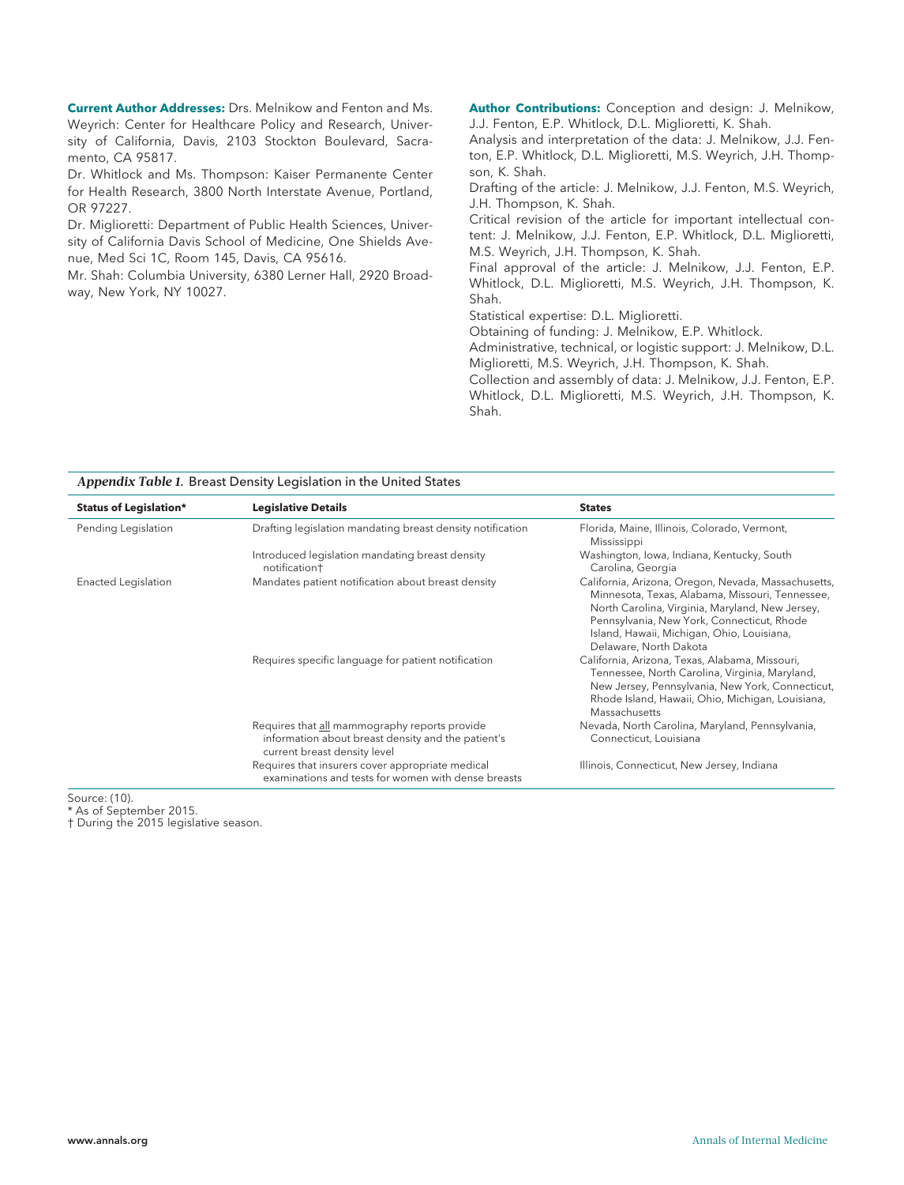**Current Author Addresses:** Drs. Melnikow and Fenton and Ms. Weyrich: Center for Healthcare Policy and Research, University of California, Davis, 2103 Stockton Boulevard, Sacramento, CA 95817.

Dr. Whitlock and Ms. Thompson: Kaiser Permanente Center for Health Research, 3800 North Interstate Avenue, Portland, OR 97227.

Dr. Miglioretti: Department of Public Health Sciences, University of California Davis School of Medicine, One Shields Avenue, Med Sci 1C, Room 145, Davis, CA 95616.

Mr. Shah: Columbia University, 6380 Lerner Hall, 2920 Broadway, New York, NY 10027.

**Author Contributions:** Conception and design: J. Melnikow, J.J. Fenton, E.P. Whitlock, D.L. Miglioretti, K. Shah.

Analysis and interpretation of the data: J. Melnikow, J.J. Fenton, E.P. Whitlock, D.L. Miglioretti, M.S. Weyrich, J.H. Thompson, K. Shah.

Drafting of the article: J. Melnikow, J.J. Fenton, M.S. Weyrich, J.H. Thompson, K. Shah.

Critical revision of the article for important intellectual content: J. Melnikow, J.J. Fenton, E.P. Whitlock, D.L. Miglioretti, M.S. Weyrich, J.H. Thompson, K. Shah.

Final approval of the article: J. Melnikow, J.J. Fenton, E.P. Whitlock, D.L. Miglioretti, M.S. Weyrich, J.H. Thompson, K. Shah.

Statistical expertise: D.L. Miglioretti.

Obtaining of funding: J. Melnikow, E.P. Whitlock.

Administrative, technical, or logistic support: J. Melnikow, D.L. Miglioretti, M.S. Weyrich, J.H. Thompson, K. Shah.

Collection and assembly of data: J. Melnikow, J.J. Fenton, E.P. Whitlock, D.L. Miglioretti, M.S. Weyrich, J.H. Thompson, K. Shah.

*Appendix Table 1.* Breast Density Legislation in the United States

| Status of Legislation* | Legislative Details | States |
|---|---|---|
| Pending Legislation | Drafting legislation mandating breast density notification | Florida, Maine, Illinois, Colorado, Vermont, Mississippi |
| | Introduced legislation mandating breast density notification† | Washington, Iowa, Indiana, Kentucky, South Carolina, Georgia |
| Enacted Legislation | Mandates patient notification about breast density | California, Arizona, Oregon, Nevada, Massachusetts, Minnesota, Texas, Alabama, Missouri, Tennessee, North Carolina, Virginia, Maryland, New Jersey, Pennsylvania, New York, Connecticut, Rhode Island, Hawaii, Michigan, Ohio, Louisiana, Delaware, North Dakota |
| | Requires specific language for patient notification | California, Arizona, Texas, Alabama, Missouri, Tennessee, North Carolina, Virginia, Maryland, New Jersey, Pennsylvania, New York, Connecticut, Rhode Island, Hawaii, Ohio, Michigan, Louisiana, Massachusetts |
| | Requires that <u>all</u> mammography reports provide information about breast density and the patient's current breast density level | Nevada, North Carolina, Maryland, Pennsylvania, Connecticut, Louisiana |
| | Requires that insurers cover appropriate medical examinations and tests for women with dense breasts | Illinois, Connecticut, New Jersey, Indiana |

Source: (10).

* As of September 2015.

† During the 2015 legislative season.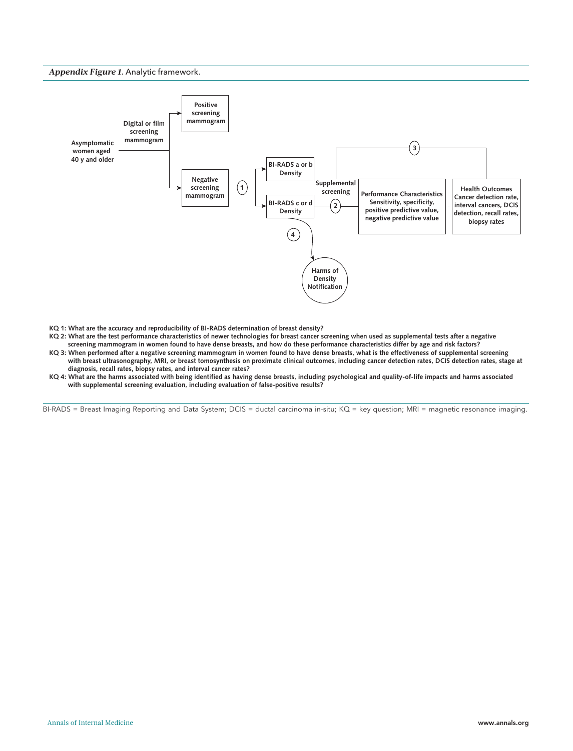*Appendix Figure 1.* Analytic framework.

Asymptomatic women aged 40 y and older

Digital or film screening mammogram

Positive screening mammogram

Negative screening mammogram

1

BI-RADS a or b Density

BI-RADS c or d Density

Supplemental screening

2

3

4

Performance Characteristics Sensitivity, specificity, positive predictive value, negative predictive value

Health Outcomes Cancer detection rate, interval cancers, DCIS detection, recall rates, biopsy rates

Harms of Density Notification

**KQ 1: What are the accuracy and reproducibility of BI-RADS determination of breast density?**

**KQ 2: What are the test performance characteristics of newer technologies for breast cancer screening when used as supplemental tests after a negative screening mammogram in women found to have dense breasts, and how do these performance characteristics differ by age and risk factors?**

**KQ 3: When performed after a negative screening mammogram in women found to have dense breasts, what is the effectiveness of supplemental screening with breast ultrasonography, MRI, or breast tomosynthesis on proximate clinical outcomes, including cancer detection rates, DCIS detection rates, stage at diagnosis, recall rates, biopsy rates, and interval cancer rates?**

**KQ 4: What are the harms associated with being identified as having dense breasts, including psychological and quality-of-life impacts and harms associated with supplemental screening evaluation, including evaluation of false-positive results?**

BI-RADS = Breast Imaging Reporting and Data System; DCIS = ductal carcinoma in-situ; KQ = key question; MRI = magnetic resonance imaging.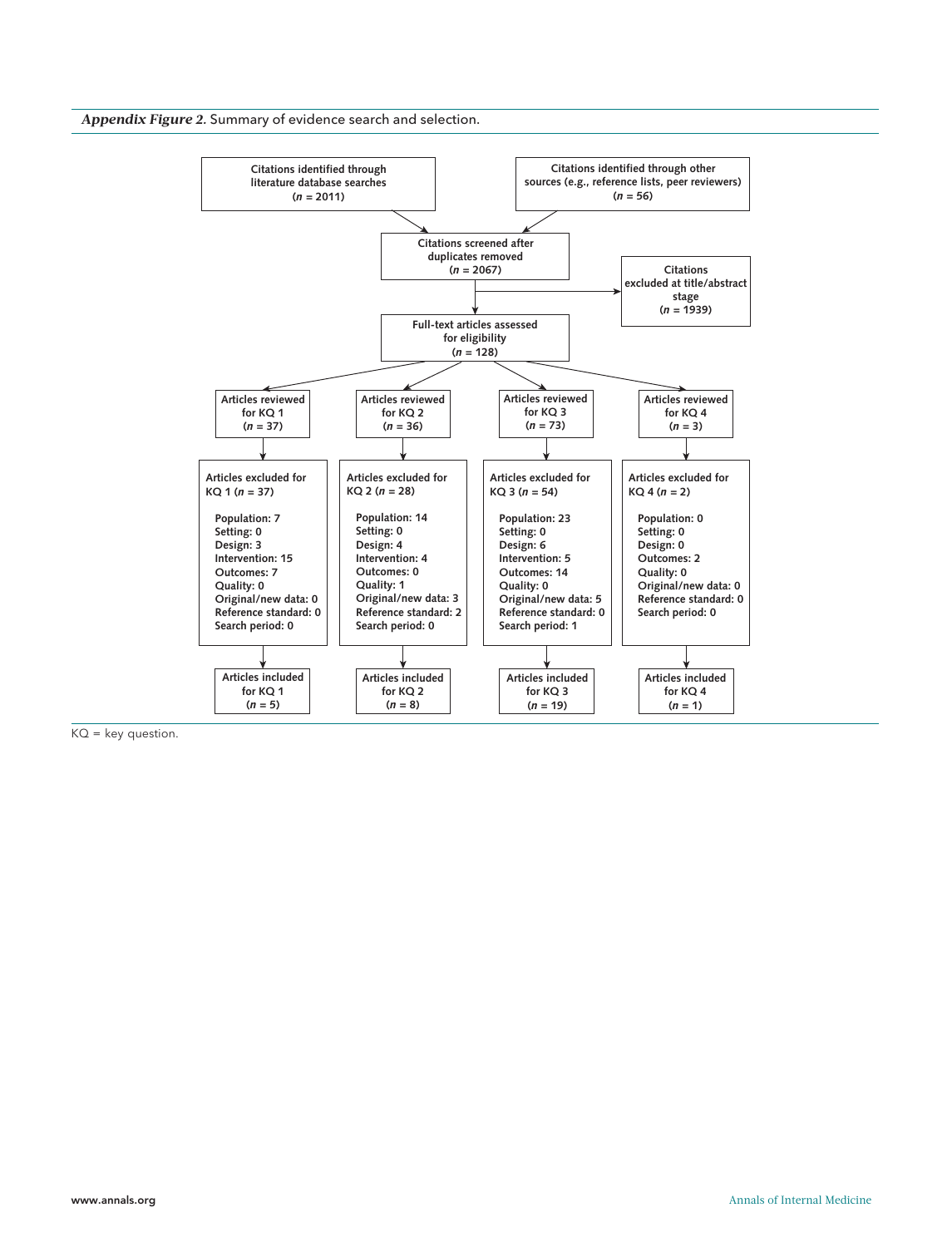***Appendix Figure 2.*** Summary of evidence search and selection.

Citations identified through literature database searches ($n$ = 2011)

Citations identified through other sources (e.g., reference lists, peer reviewers) ($n$ = 56)

Citations screened after duplicates removed ($n$ = 2067)

Citations excluded at title/abstract stage ($n$ = 1939)

Full-text articles assessed for eligibility ($n$ = 128)

| | KQ 1 | KQ 2 | KQ 3 | KQ 4 |
|---|---|---|---|---|
| Articles reviewed | $n$ = 37 | $n$ = 36 | $n$ = 73 | $n$ = 3 |
| Articles excluded | $n$ = 37 | $n$ = 28 | $n$ = 54 | $n$ = 2 |
| Population | 7 | 14 | 23 | 0 |
| Setting | 0 | 0 | 0 | 0 |
| Design | 3 | 4 | 6 | 0 |
| Intervention | 15 | 4 | 5 | |
| Outcomes | 7 | 0 | 14 | 2 |
| Quality | 0 | 1 | 0 | 0 |
| Original/new data | 0 | 3 | 5 | 0 |
| Reference standard | 0 | 2 | 0 | 0 |
| Search period | 0 | 0 | 1 | 0 |
| Articles included | $n$ = 5 | $n$ = 8 | $n$ = 19 | $n$ = 1 |

KQ = key question.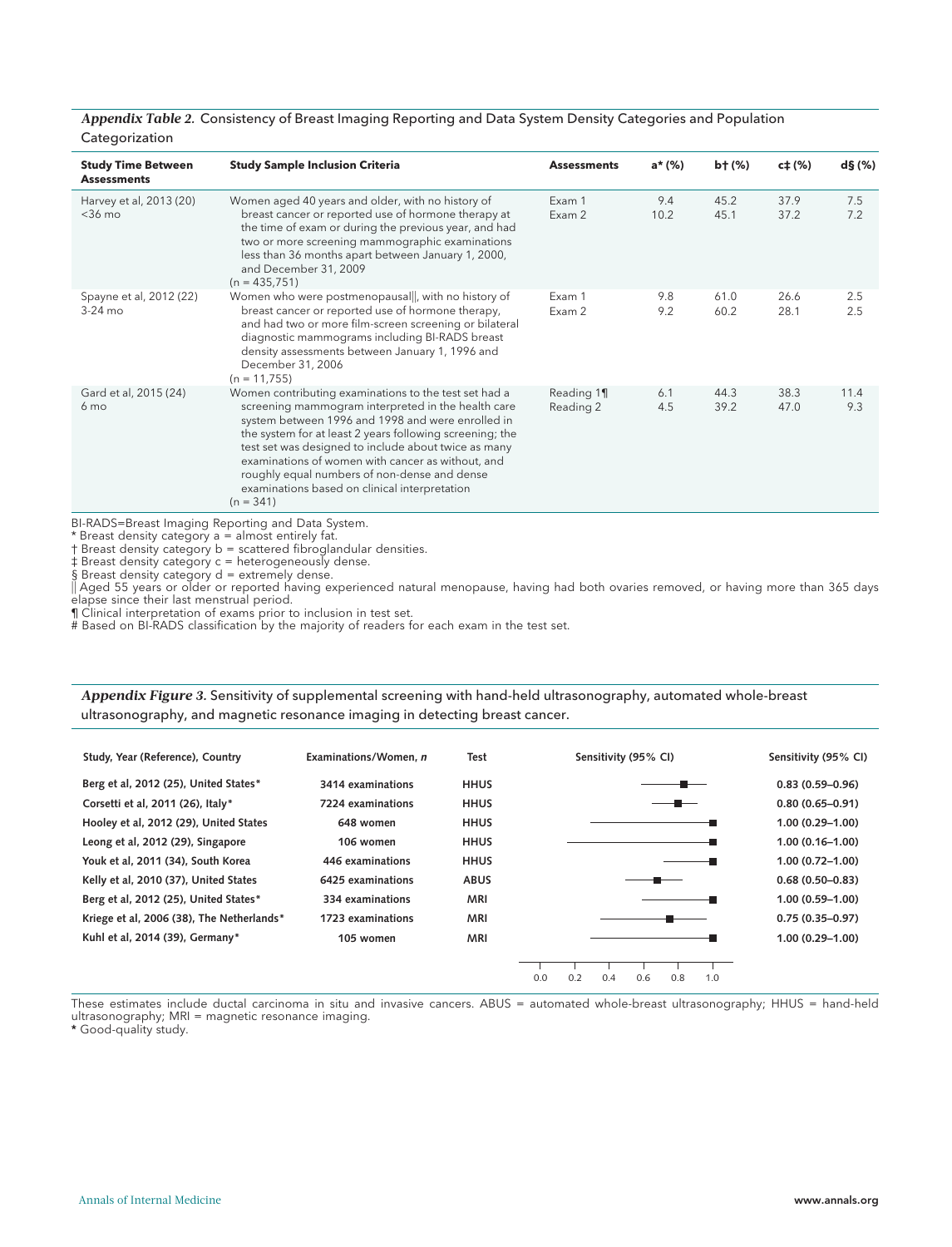***Appendix Table 2.*** Consistency of Breast Imaging Reporting and Data System Density Categories and Population Categorization

| Study Time Between Assessments | Study Sample Inclusion Criteria | Assessments | a* (%) | b† (%) | c‡ (%) | d§ (%) |
|---|---|---|---|---|---|---|
| Harvey et al, 2013 (20)<br><36 mo | Women aged 40 years and older, with no history of breast cancer or reported use of hormone therapy at the time of exam or during the previous year, and had two or more screening mammographic examinations less than 36 months apart between January 1, 2000, and December 31, 2009<br>(n = 435,751) | Exam 1<br>Exam 2 | 9.4<br>10.2 | 45.2<br>45.1 | 37.9<br>37.2 | 7.5<br>7.2 |
| Spayne et al, 2012 (22)<br>3-24 mo | Women who were postmenopausal‖, with no history of breast cancer or reported use of hormone therapy, and had two or more film-screen screening or bilateral diagnostic mammograms including BI-RADS breast density assessments between January 1, 1996 and December 31, 2006<br>(n = 11,755) | Exam 1<br>Exam 2 | 9.8<br>9.2 | 61.0<br>60.2 | 26.6<br>28.1 | 2.5<br>2.5 |
| Gard et al, 2015 (24)<br>6 mo | Women contributing examinations to the test set had a screening mammogram interpreted in the health care system between 1996 and 1998 and were enrolled in the system for at least 2 years following screening; the test set was designed to include about twice as many examinations of women with cancer as without, and roughly equal numbers of non-dense and dense examinations based on clinical interpretation<br>(n = 341) | Reading 1¶<br>Reading 2 | 6.1<br>4.5 | 44.3<br>39.2 | 38.3<br>47.0 | 11.4<br>9.3 |

BI-RADS=Breast Imaging Reporting and Data System.
\* Breast density category a = almost entirely fat.
† Breast density category b = scattered fibroglandular densities.
‡ Breast density category c = heterogeneously dense.
§ Breast density category d = extremely dense.
‖ Aged 55 years or older or reported having experienced natural menopause, having had both ovaries removed, or having more than 365 days elapse since their last menstrual period.
¶ Clinical interpretation of exams prior to inclusion in test set.
\# Based on BI-RADS classification by the majority of readers for each exam in the test set.

***Appendix Figure 3.*** Sensitivity of supplemental screening with hand-held ultrasonography, automated whole-breast ultrasonography, and magnetic resonance imaging in detecting breast cancer.

| Study, Year (Reference), Country | Examinations/Women, *n* | Test | Sensitivity (95% CI) |
|---|---|---|---|
| Berg et al, 2012 (25), United States* | 3414 examinations | HHUS | 0.83 (0.59–0.96) |
| Corsetti et al, 2011 (26), Italy* | 7224 examinations | HHUS | 0.80 (0.65–0.91) |
| Hooley et al, 2012 (29), United States | 648 women | HHUS | 1.00 (0.29–1.00) |
| Leong et al, 2012 (29), Singapore | 106 women | HHUS | 1.00 (0.16–1.00) |
| Youk et al, 2011 (34), South Korea | 446 examinations | HHUS | 1.00 (0.72–1.00) |
| Kelly et al, 2010 (37), United States | 6425 examinations | ABUS | 0.68 (0.50–0.83) |
| Berg et al, 2012 (25), United States* | 334 examinations | MRI | 1.00 (0.59–1.00) |
| Kriege et al, 2006 (38), The Netherlands* | 1723 examinations | MRI | 0.75 (0.35–0.97) |
| Kuhl et al, 2014 (39), Germany* | 105 women | MRI | 1.00 (0.29–1.00) |

These estimates include ductal carcinoma in situ and invasive cancers. ABUS = automated whole-breast ultrasonography; HHUS = hand-held ultrasonography; MRI = magnetic resonance imaging.
\* Good-quality study.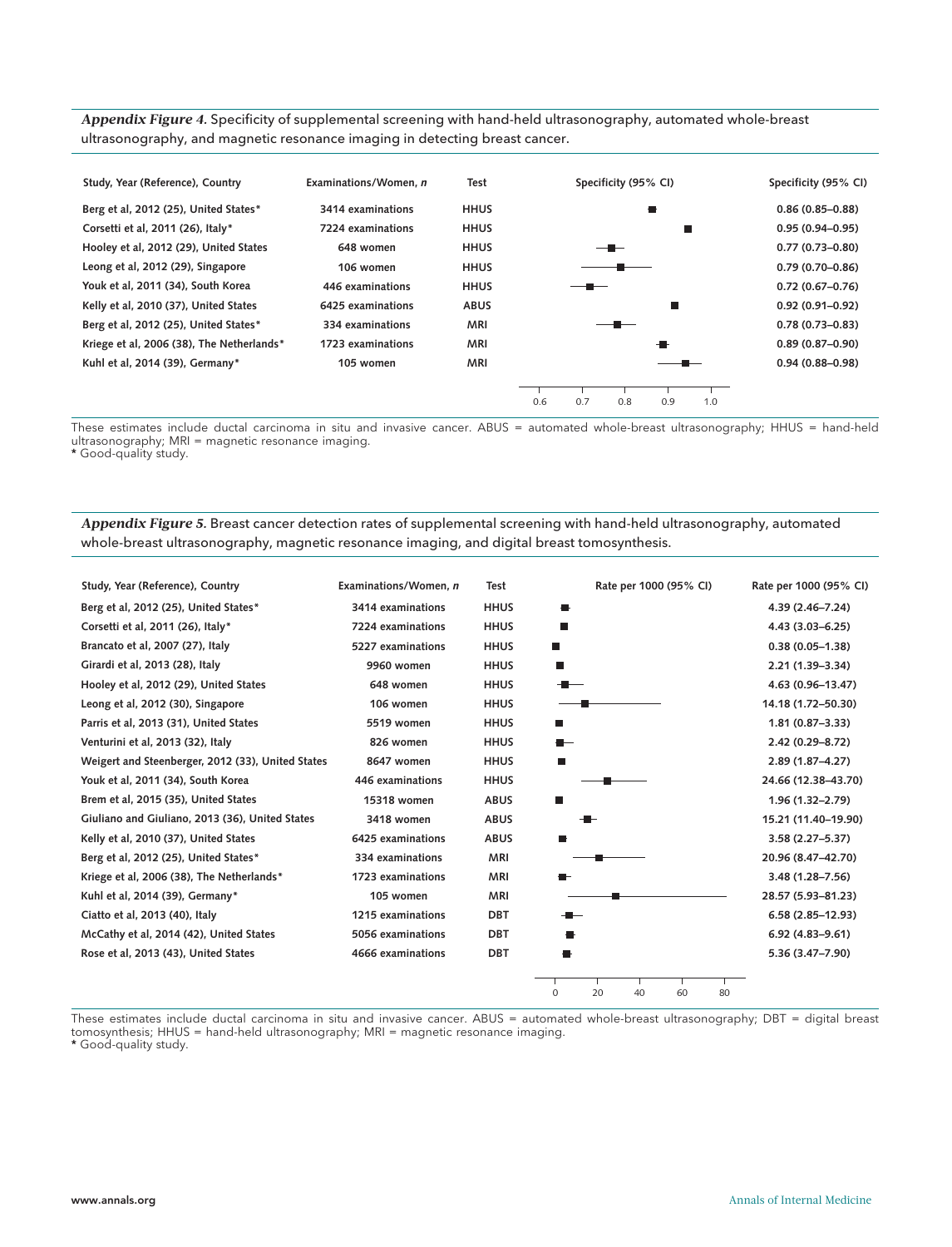***Appendix Figure 4.*** Specificity of supplemental screening with hand-held ultrasonography, automated whole-breast ultrasonography, and magnetic resonance imaging in detecting breast cancer.

Study, Year (Reference), Country
Examinations/Women, *n*
Test
Specificity (95% CI)
Specificity (95% CI)

Berg et al, 2012 (25), United States*
3414 examinations
HHUS
0.86 (0.85–0.88)

Corsetti et al, 2011 (26), Italy*
7224 examinations
HHUS
0.95 (0.94–0.95)

Hooley et al, 2012 (29), United States
648 women
HHUS
0.77 (0.73–0.80)

Leong et al, 2012 (29), Singapore
106 women
HHUS
0.79 (0.70–0.86)

Youk et al, 2011 (34), South Korea
446 examinations
HHUS
0.72 (0.67–0.76)

Kelly et al, 2010 (37), United States
6425 examinations
ABUS
0.92 (0.91–0.92)

Berg et al, 2012 (25), United States*
334 examinations
MRI
0.78 (0.73–0.83)

Kriege et al, 2006 (38), The Netherlands*
1723 examinations
MRI
0.89 (0.87–0.90)

Kuhl et al, 2014 (39), Germany*
105 women
MRI
0.94 (0.88–0.98)

0.6
0.7
0.8
0.9
1.0

These estimates include ductal carcinoma in situ and invasive cancer. ABUS = automated whole-breast ultrasonography; HHUS = hand-held ultrasonography; MRI = magnetic resonance imaging.
* Good-quality study.

***Appendix Figure 5.*** Breast cancer detection rates of supplemental screening with hand-held ultrasonography, automated whole-breast ultrasonography, magnetic resonance imaging, and digital breast tomosynthesis.

Study, Year (Reference), Country
Examinations/Women, *n*
Test
Rate per 1000 (95% CI)
Rate per 1000 (95% CI)

Berg et al, 2012 (25), United States*
3414 examinations
HHUS
4.39 (2.46–7.24)

Corsetti et al, 2011 (26), Italy*
7224 examinations
HHUS
4.43 (3.03–6.25)

Brancato et al, 2007 (27), Italy
5227 examinations
HHUS
0.38 (0.05–1.38)

Girardi et al, 2013 (28), Italy
9960 women
HHUS
2.21 (1.39–3.34)

Hooley et al, 2012 (29), United States
648 women
HHUS
4.63 (0.96–13.47)

Leong et al, 2012 (30), Singapore
106 women
HHUS
14.18 (1.72–50.30)

Parris et al, 2013 (31), United States
5519 women
HHUS
1.81 (0.87–3.33)

Venturini et al, 2013 (32), Italy
826 women
HHUS
2.42 (0.29–8.72)

Weigert and Steenberger, 2012 (33), United States
8647 women
HHUS
2.89 (1.87–4.27)

Youk et al, 2011 (34), South Korea
446 examinations
HHUS
24.66 (12.38–43.70)

Brem et al, 2015 (35), United States
15318 women
ABUS
1.96 (1.32–2.79)

Giuliano and Giuliano, 2013 (36), United States
3418 women
ABUS
15.21 (11.40–19.90)

Kelly et al, 2010 (37), United States
6425 examinations
ABUS
3.58 (2.27–5.37)

Berg et al, 2012 (25), United States*
334 examinations
MRI
20.96 (8.47–42.70)

Kriege et al, 2006 (38), The Netherlands*
1723 examinations
MRI
3.48 (1.28–7.56)

Kuhl et al, 2014 (39), Germany*
105 women
MRI
28.57 (5.93–81.23)

Ciatto et al, 2013 (40), Italy
1215 examinations
DBT
6.58 (2.85–12.93)

McCathy et al, 2014 (42), United States
5056 examinations
DBT
6.92 (4.83–9.61)

Rose et al, 2013 (43), United States
4666 examinations
DBT
5.36 (3.47–7.90)

0
20
40
60
80

These estimates include ductal carcinoma in situ and invasive cancer. ABUS = automated whole-breast ultrasonography; DBT = digital breast tomosynthesis; HHUS = hand-held ultrasonography; MRI = magnetic resonance imaging.
* Good-quality study.